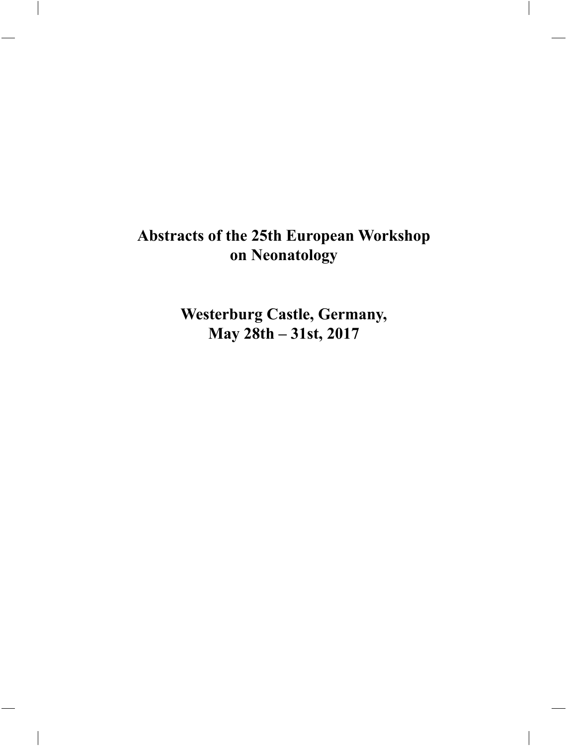# Abstracts of the 25th European Workshop on Neonatology

## Westerburg Castle, Germany, May 28th – 31st, 2017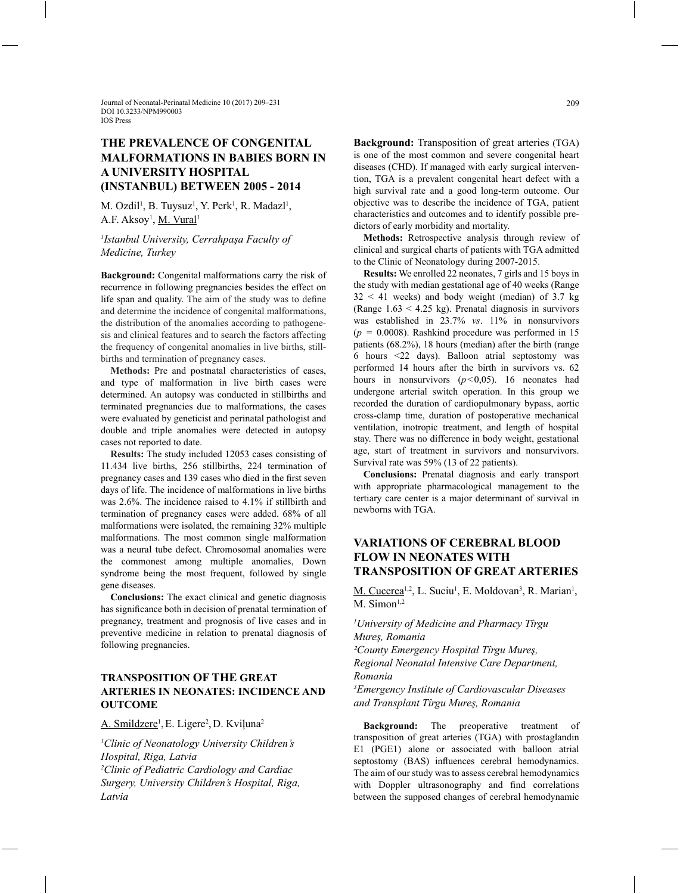## THE PREVALENCE OF CONGENITAL MALFORMATIONS IN BABIES BORN IN A UNIVERSITY HOSPITAL (INSTANBUL) BETWEEN 2005 - 2014

M. Ozdil[1], B. Tuysuz[1], Y. Perk[1], R. Madazl[1], A.F. Aksoy[1], M. Vural[1]

*[1]Istanbul University, Cerrahpaşa Faculty of Medicine, Turkey*

**Background:** Congenital malformations carry the risk of recurrence in following pregnancies besides the effect on life span and quality. The aim of the study was to define and determine the incidence of congenital malformations, the distribution of the anomalies according to pathogenesis and clinical features and to search the factors affecting the frequency of congenital anomalies in live births, stillbirths and termination of pregnancy cases.

**Methods:** Pre and postnatal characteristics of cases, and type of malformation in live birth cases were determined. An autopsy was conducted in stillbirths and terminated pregnancies due to malformations, the cases were evaluated by geneticist and perinatal pathologist and double and triple anomalies were detected in autopsy cases not reported to date.

**Results:** The study included 12053 cases consisting of 11.434 live births, 256 stillbirths, 224 termination of pregnancy cases and 139 cases who died in the first seven days of life. The incidence of malformations in live births was 2.6%. The incidence raised to 4.1% if stillbirth and termination of pregnancy cases were added. 68% of all malformations were isolated, the remaining 32% multiple malformations. The most common single malformation was a neural tube defect. Chromosomal anomalies were the commonest among multiple anomalies, Down syndrome being the most frequent, followed by single gene diseases.

**Conclusions:** The exact clinical and genetic diagnosis has significance both in decision of prenatal termination of pregnancy, treatment and prognosis of live cases and in preventive medicine in relation to prenatal diagnosis of following pregnancies.

## TRANSPOSITION OF THE GREAT ARTERIES IN NEONATES: INCIDENCE AND OUTCOME

A. Smildzere[1], E. Ligere[2], D. Kviļuna[2]

*[1]Clinic of Neonatology University Children's Hospital, Riga, Latvia*
*[2]Clinic of Pediatric Cardiology and Cardiac Surgery, University Children's Hospital, Riga, Latvia*

**Background:** Transposition of great arteries (TGA) is one of the most common and severe congenital heart diseases (CHD). If managed with early surgical intervention, TGA is a prevalent congenital heart defect with a high survival rate and a good long-term outcome. Our objective was to describe the incidence of TGA, patient characteristics and outcomes and to identify possible predictors of early morbidity and mortality.

**Methods:** Retrospective analysis through review of clinical and surgical charts of patients with TGA admitted to the Clinic of Neonatology during 2007-2015.

**Results:** We enrolled 22 neonates, 7 girls and 15 boys in the study with median gestational age of 40 weeks (Range $32 < 41$ weeks) and body weight (median) of 3.7 kg (Range $1.63 < 4.25$ kg). Prenatal diagnosis in survivors was established in 23.7% *vs*. 11% in nonsurvivors ($p = 0.0008$). Rashkind procedure was performed in 15 patients (68.2%), 18 hours (median) after the birth (range 6 hours <22 days). Balloon atrial septostomy was performed 14 hours after the birth in survivors vs. 62 hours in nonsurvivors ($p<0{,}05$). 16 neonates had undergone arterial switch operation. In this group we recorded the duration of cardiopulmonary bypass, aortic cross-clamp time, duration of postoperative mechanical ventilation, inotropic treatment, and length of hospital stay. There was no difference in body weight, gestational age, start of treatment in survivors and nonsurvivors. Survival rate was 59% (13 of 22 patients).

**Conclusions:** Prenatal diagnosis and early transport with appropriate pharmacological management to the tertiary care center is a major determinant of survival in newborns with TGA.

## VARIATIONS OF CEREBRAL BLOOD FLOW IN NEONATES WITH TRANSPOSITION OF GREAT ARTERIES

M. Cucerea[1,2], L. Suciu[1], E. Moldovan[3], R. Marian[1], M. Simon[1,2]

*[1]University of Medicine and Pharmacy Tîrgu Mureș, Romania*
*[2]County Emergency Hospital Tîrgu Mureș, Regional Neonatal Intensive Care Depart­ment, Romania*
*[3]Emergency Institute of Cardiovascular Diseases and Transplant Tîrgu Mureș, Romania*

**Background:** The preoperative treatment of transposition of great arteries (TGA) with prostaglandin E1 (PGE1) alone or associated with balloon atrial septostomy (BAS) influences cerebral hemodynamics. The aim of our study was to assess cerebral hemodynamics with Doppler ultrasonography and find correlations between the supposed changes of cerebral hemodynamic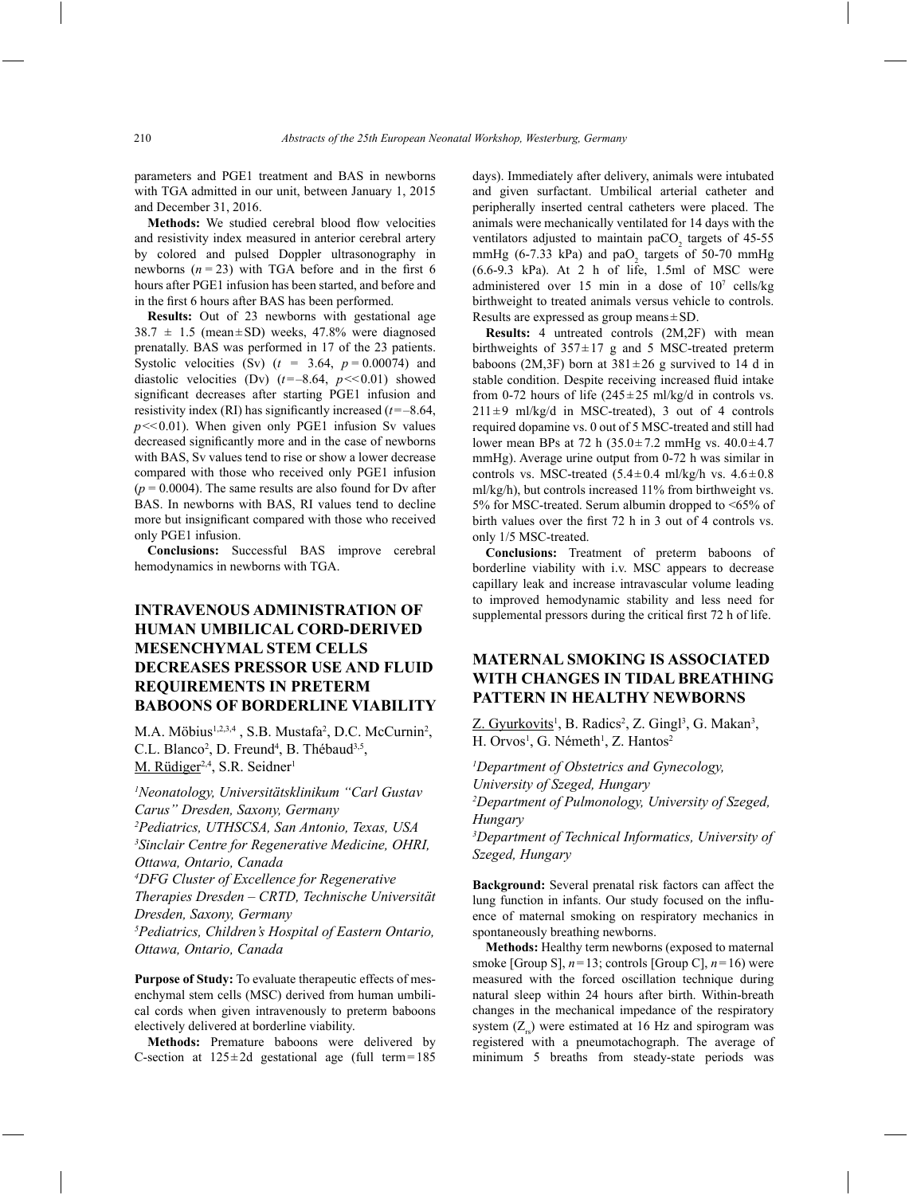parameters and PGE1 treatment and BAS in newborns with TGA admitted in our unit, between January 1, 2015 and December 31, 2016.

**Methods:** We studied cerebral blood flow velocities and resistivity index measured in anterior cerebral artery by colored and pulsed Doppler ultrasonography in newborns ($n = 23$) with TGA before and in the first 6 hours after PGE1 infusion has been started, and before and in the first 6 hours after BAS has been performed.

**Results:** Out of 23 newborns with gestational age 38.7 ± 1.5 (mean ± SD) weeks, 47.8% were diagnosed prenatally. BAS was performed in 17 of the 23 patients. Systolic velocities (Sv) ($t = 3.64$, $p = 0.00074$) and diastolic velocities (Dv) ($t = -8.64$, $p << 0.01$) showed significant decreases after starting PGE1 infusion and resistivity index (RI) has significantly increased ($t = -8.64$, $p << 0.01$). When given only PGE1 infusion Sv values decreased significantly more and in the case of newborns with BAS, Sv values tend to rise or show a lower decrease compared with those who received only PGE1 infusion ($p = 0.0004$). The same results are also found for Dv after BAS. In newborns with BAS, RI values tend to decline more but insignificant compared with those who received only PGE1 infusion.

**Conclusions:** Successful BAS improve cerebral hemodynamics in newborns with TGA.

## INTRAVENOUS ADMINISTRATION OF HUMAN UMBILICAL CORD-DERIVED MESENCHYMAL STEM CELLS DECREASES PRESSOR USE AND FLUID REQUIREMENTS IN PRETERM BABOONS OF BORDERLINE VIABILITY

M.A. Möbius[1,2,3,4] , S.B. Mustafa[2], D.C. McCurnin[2], C.L. Blanco[2], D. Freund[4], B. Thébaud[3,5], M. Rüdiger[2,4], S.R. Seidner[1]

*[1]Neonatology, Universitätsklinikum "Carl Gustav Carus" Dresden, Saxony, Germany*
*[2]Pediatrics, UTHSCSA, San Antonio, Texas, USA*
*[3]Sinclair Centre for Regenerative Medicine, OHRI, Ottawa, Ontario, Canada*
*[4]DFG Cluster of Excellence for Regenerative Therapies Dresden – CRTD, Technische Universität Dresden, Saxony, Germany*
*[5]Pediatrics, Children's Hospital of Eastern Ontario, Ottawa, Ontario, Canada*

**Purpose of Study:** To evaluate therapeutic effects of mesenchymal stem cells (MSC) derived from human umbilical cords when given intravenously to preterm baboons electively delivered at borderline viability.

**Methods:** Premature baboons were delivered by C-section at 125 ± 2d gestational age (full term = 185 days). Immediately after delivery, animals were intubated and given surfactant. Umbilical arterial catheter and peripherally inserted central catheters were placed. The animals were mechanically ventilated for 14 days with the ventilators adjusted to maintain $paCO_2$ targets of 45-55 mmHg (6-7.33 kPa) and $paO_2$ targets of 50-70 mmHg (6.6-9.3 kPa). At 2 h of life, 1.5ml of MSC were administered over 15 min in a dose of $10^7$ cells/kg birthweight to treated animals versus vehicle to controls. Results are expressed as group means ± SD.

**Results:** 4 untreated controls (2M,2F) with mean birthweights of 357 ± 17 g and 5 MSC-treated preterm baboons (2M,3F) born at 381 ± 26 g survived to 14 d in stable condition. Despite receiving increased fluid intake from 0-72 hours of life (245 ± 25 ml/kg/d in controls vs. 211 ± 9 ml/kg/d in MSC-treated), 3 out of 4 controls required dopamine vs. 0 out of 5 MSC-treated and still had lower mean BPs at 72 h (35.0 ± 7.2 mmHg vs. 40.0 ± 4.7 mmHg). Average urine output from 0-72 h was similar in controls vs. MSC-treated (5.4 ± 0.4 ml/kg/h vs. 4.6 ± 0.8 ml/kg/h), but controls increased 11% from birthweight vs. 5% for MSC-treated. Serum albumin dropped to <65% of birth values over the first 72 h in 3 out of 4 controls vs. only 1/5 MSC-treated.

**Conclusions:** Treatment of preterm baboons of borderline viability with i.v. MSC appears to decrease capillary leak and increase intravascular volume leading to improved hemodynamic stability and less need for supplemental pressors during the critical first 72 h of life.

## MATERNAL SMOKING IS ASSOCIATED WITH CHANGES IN TIDAL BREATHING PATTERN IN HEALTHY NEWBORNS

Z. Gyurkovits[1], B. Radics[2], Z. Gingl[3], G. Makan[3], H. Orvos[1], G. Németh[1], Z. Hantos[2]

*[1]Department of Obstetrics and Gynecology, University of Szeged, Hungary*
*[2]Department of Pulmonology, University of Szeged, Hungary*
*[3]Department of Technical Informatics, University of Szeged, Hungary*

**Background:** Several prenatal risk factors can affect the lung function in infants. Our study focused on the influence of maternal smoking on respiratory mechanics in spontaneously breathing newborns.

**Methods:** Healthy term newborns (exposed to maternal smoke [Group S], $n = 13$; controls [Group C], $n = 16$) were measured with the forced oscillation technique during natural sleep within 24 hours after birth. Within-breath changes in the mechanical impedance of the respiratory system ($Z_{rs}$) were estimated at 16 Hz and spirogram was registered with a pneumotachograph. The average of minimum 5 breaths from steady-state periods was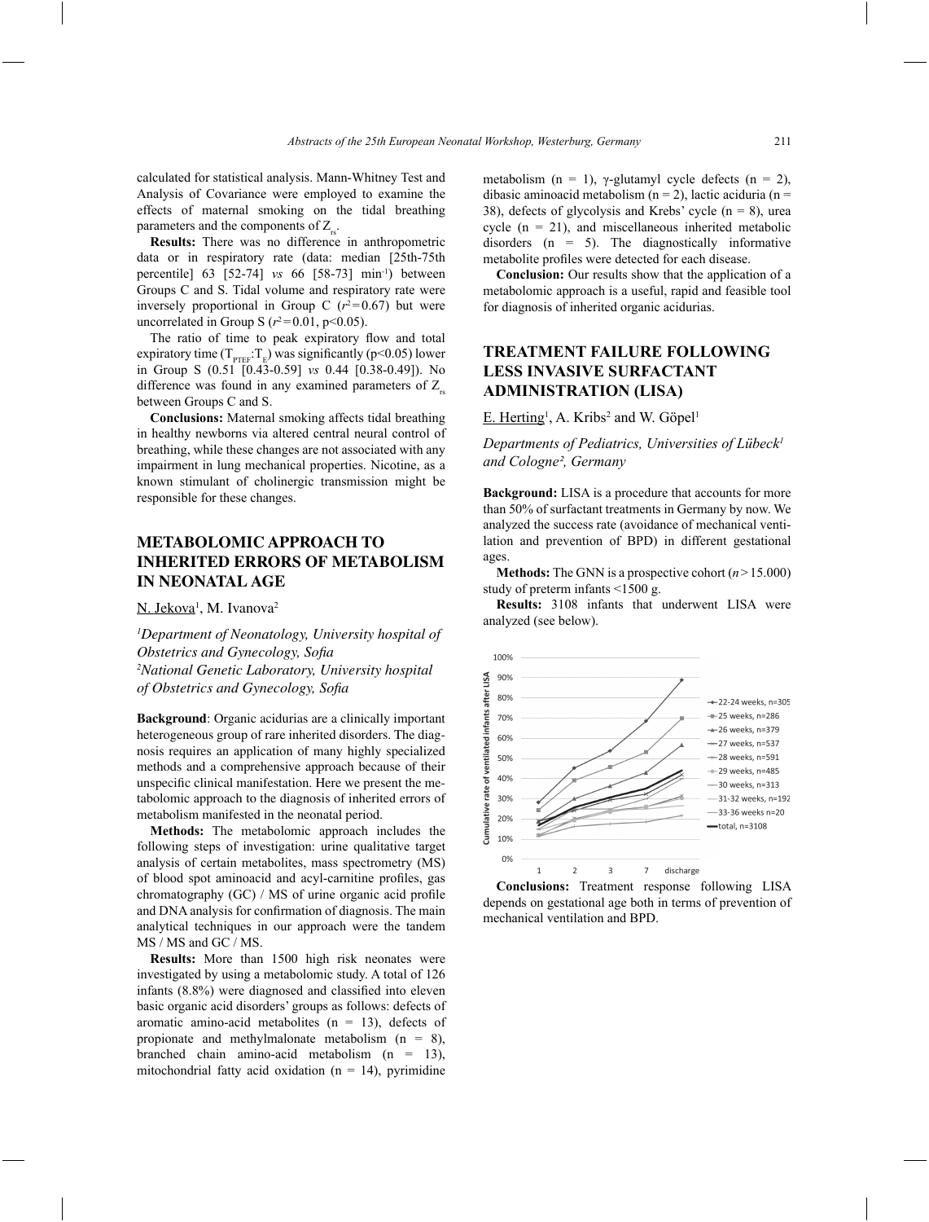calculated for statistical analysis. Mann-Whitney Test and Analysis of Covariance were employed to examine the effects of maternal smoking on the tidal breathing parameters and the components of $Z_{rs}$.

**Results:** There was no difference in anthropometric data or in respiratory rate (data: median [25th-75th percentile] 63 [52-74] *vs* 66 [58-73] $min^{-1}$) between Groups C and S. Tidal volume and respiratory rate were inversely proportional in Group C ($r^2 = 0.67$) but were uncorrelated in Group S ($r^2 = 0.01$, $p<0.05$).

The ratio of time to peak expiratory flow and total expiratory time ($T_{PTEF}:T_E$) was significantly ($p<0.05$) lower in Group S (0.51 [0.43-0.59] *vs* 0.44 [0.38-0.49]). No difference was found in any examined parameters of $Z_{rs}$ between Groups C and S.

**Conclusions:** Maternal smoking affects tidal breathing in healthy newborns via altered central neural control of breathing, while these changes are not associated with any impairment in lung mechanical properties. Nicotine, as a known stimulant of cholinergic transmission might be responsible for these changes.

## METABOLOMIC APPROACH TO INHERITED ERRORS OF METABOLISM IN NEONATAL AGE

N. Jekova[1], M. Ivanova[2]

*[1]Department of Neonatology, University hospital of Obstetrics and Gynecology, Sofia*
*[2]National Genetic Laboratory, University hospital of Obstetrics and Gynecology, Sofia*

**Background**: Organic acidurias are a clinically important heterogeneous group of rare inherited disorders. The diagnosis requires an application of many highly specialized methods and a comprehensive approach because of their unspecific clinical manifestation. Here we present the metabolomic approach to the diagnosis of inherited errors of metabolism manifested in the neonatal period.

**Methods:** The metabolomic approach includes the following steps of investigation: urine qualitative target analysis of certain metabolites, mass spectrometry (MS) of blood spot aminoacid and acyl-carnitine profiles, gas chromatography (GC) / MS of urine organic acid profile and DNA analysis for confirmation of diagnosis. The main analytical techniques in our approach were the tandem MS / MS and GC / MS.

**Results:** More than 1500 high risk neonates were investigated by using a metabolomic study. A total of 126 infants (8.8%) were diagnosed and classified into eleven basic organic acid disorders' groups as follows: defects of aromatic amino-acid metabolites (n = 13), defects of propionate and methylmalonate metabolism (n = 8), branched chain amino-acid metabolism (n = 13), mitochondrial fatty acid oxidation (n = 14), pyrimidine metabolism (n = 1), γ-glutamyl cycle defects (n = 2), dibasic aminoacid metabolism (n = 2), lactic aciduria (n = 38), defects of glycolysis and Krebs' cycle (n = 8), urea cycle (n = 21), and miscellaneous inherited metabolic disorders (n = 5). The diagnostically informative metabolite profiles were detected for each disease.

**Conclusion:** Our results show that the application of a metabolomic approach is a useful, rapid and feasible tool for diagnosis of inherited organic acidurias.

## TREATMENT FAILURE FOLLOWING LESS INVASIVE SURFACTANT ADMINISTRATION (LISA)

E. Herting[1], A. Kribs[2] and W. Göpel[1]

*Departments of Pediatrics, Universities of Lübeck[1] and Cologne[2], Germany*

**Background:** LISA is a procedure that accounts for more than 50% of surfactant treatments in Germany by now. We analyzed the success rate (avoidance of mechanical ventilation and prevention of BPD) in different gestational ages.

**Methods:** The GNN is a prospective cohort (*n* > 15.000) study of preterm infants <1500 g.

**Results:** 3108 infants that underwent LISA were analyzed (see below).

**Conclusions:** Treatment response following LISA depends on gestational age both in terms of prevention of mechanical ventilation and BPD.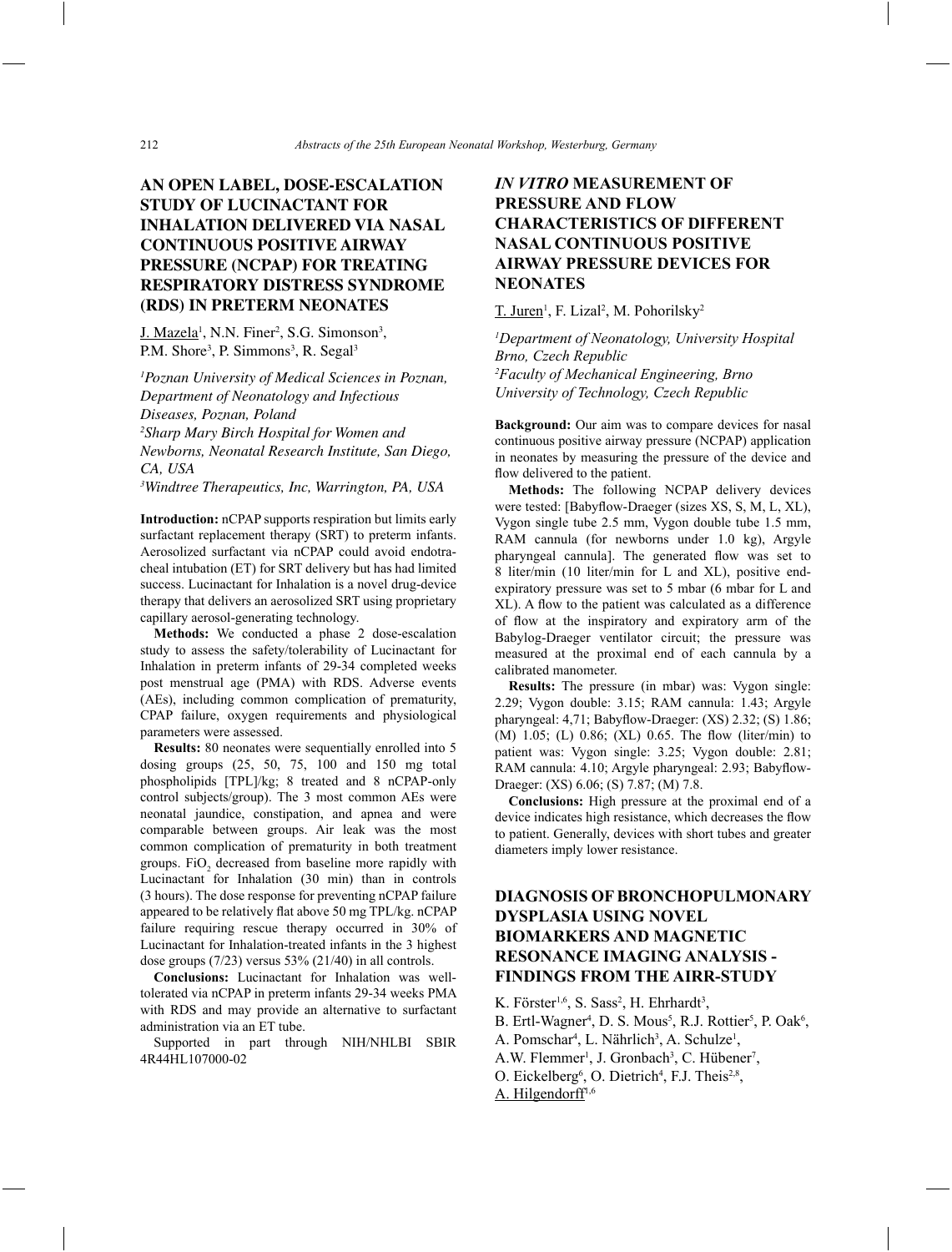## AN OPEN LABEL, DOSE-ESCALATION STUDY OF LUCINACTANT FOR INHALATION DELIVERED VIA NASAL CONTINUOUS POSITIVE AIRWAY PRESSURE (NCPAP) FOR TREATING RESPIRATORY DISTRESS SYNDROME (RDS) IN PRETERM NEONATES

J. Mazela[1], N.N. Finer[2], S.G. Simonson[3], P.M. Shore[3], P. Simmons[3], R. Segal[3]

*[1]Poznan University of Medical Sciences in Poznan, Department of Neonatology and Infectious Diseases, Poznan, Poland*
*[2]Sharp Mary Birch Hospital for Women and Newborns, Neonatal Research Institute, San Diego, CA, USA*
*[3]Windtree Therapeutics, Inc, Warrington, PA, USA*

**Introduction:** nCPAP supports respiration but limits early surfactant replacement therapy (SRT) to preterm infants. Aerosolized surfactant via nCPAP could avoid endotracheal intubation (ET) for SRT delivery but has had limited success. Lucinactant for Inhalation is a novel drug-device therapy that delivers an aerosolized SRT using proprietary capillary aerosol-generating technology.

**Methods:** We conducted a phase 2 dose-escalation study to assess the safety/tolerability of Lucinactant for Inhalation in preterm infants of 29-34 completed weeks post menstrual age (PMA) with RDS. Adverse events (AEs), including common complication of prematurity, CPAP failure, oxygen requirements and physiological parameters were assessed.

**Results:** 80 neonates were sequentially enrolled into 5 dosing groups (25, 50, 75, 100 and 150 mg total phospholipids [TPL]/kg; 8 treated and 8 nCPAP-only control subjects/group). The 3 most common AEs were neonatal jaundice, constipation, and apnea and were comparable between groups. Air leak was the most common complication of prematurity in both treatment groups. $FiO_2$ decreased from baseline more rapidly with Lucinactant for Inhalation (30 min) than in controls (3 hours). The dose response for preventing nCPAP failure appeared to be relatively flat above 50 mg TPL/kg. nCPAP failure requiring rescue therapy occurred in 30% of Lucinactant for Inhalation-treated infants in the 3 highest dose groups (7/23) versus 53% (21/40) in all controls.

**Conclusions:** Lucinactant for Inhalation was well-tolerated via nCPAP in preterm infants 29-34 weeks PMA with RDS and may provide an alternative to surfactant administration via an ET tube.

Supported in part through NIH/NHLBI SBIR 4R44HL107000-02

## *IN VITRO* MEASUREMENT OF PRESSURE AND FLOW CHARACTERISTICS OF DIFFERENT NASAL CONTINUOUS POSITIVE AIRWAY PRESSURE DEVICES FOR NEONATES

T. Juren[1], F. Lizal[2], M. Pohorilsky[2]

*[1]Department of Neonatology, University Hospital Brno, Czech Republic*
*[2]Faculty of Mechanical Engineering, Brno University of Technology, Czech Republic*

**Background:** Our aim was to compare devices for nasal continuous positive airway pressure (NCPAP) application in neonates by measuring the pressure of the device and flow delivered to the patient.

**Methods:** The following NCPAP delivery devices were tested: [Babyflow-Draeger (sizes XS, S, M, L, XL), Vygon single tube 2.5 mm, Vygon double tube 1.5 mm, RAM cannula (for newborns under 1.0 kg), Argyle pharyngeal cannula]. The generated flow was set to 8 liter/min (10 liter/min for L and XL), positive end-expiratory pressure was set to 5 mbar (6 mbar for L and XL). A flow to the patient was calculated as a difference of flow at the inspiratory and expiratory arm of the Babylog-Draeger ventilator circuit; the pressure was measured at the proximal end of each cannula by a calibrated manometer.

**Results:** The pressure (in mbar) was: Vygon single: 2.29; Vygon double: 3.15; RAM cannula: 1.43; Argyle pharyngeal: 4,71; Babyflow-Draeger: (XS) 2.32; (S) 1.86; (M) 1.05; (L) 0.86; (XL) 0.65. The flow (liter/min) to patient was: Vygon single: 3.25; Vygon double: 2.81; RAM cannula: 4.10; Argyle pharyngeal: 2.93; Babyflow-Draeger: (XS) 6.06; (S) 7.87; (M) 7.8.

**Conclusions:** High pressure at the proximal end of a device indicates high resistance, which decreases the flow to patient. Generally, devices with short tubes and greater diameters imply lower resistance.

## DIAGNOSIS OF BRONCHOPULMONARY DYSPLASIA USING NOVEL BIOMARKERS AND MAGNETIC RESONANCE IMAGING ANALYSIS - FINDINGS FROM THE AIRR-STUDY

K. Förster[1,6], S. Sass[2], H. Ehrhardt[3], B. Ertl-Wagner[4], D. S. Mous[5], R.J. Rottier[5], P. Oak[6], A. Pomschar[4], L. Nährlich[3], A. Schulze[1], A.W. Flemmer[1], J. Gronbach[3], C. Hübener[7], O. Eickelberg[6], O. Dietrich[4], F.J. Theis[2,8], A. Hilgendorff[1,6]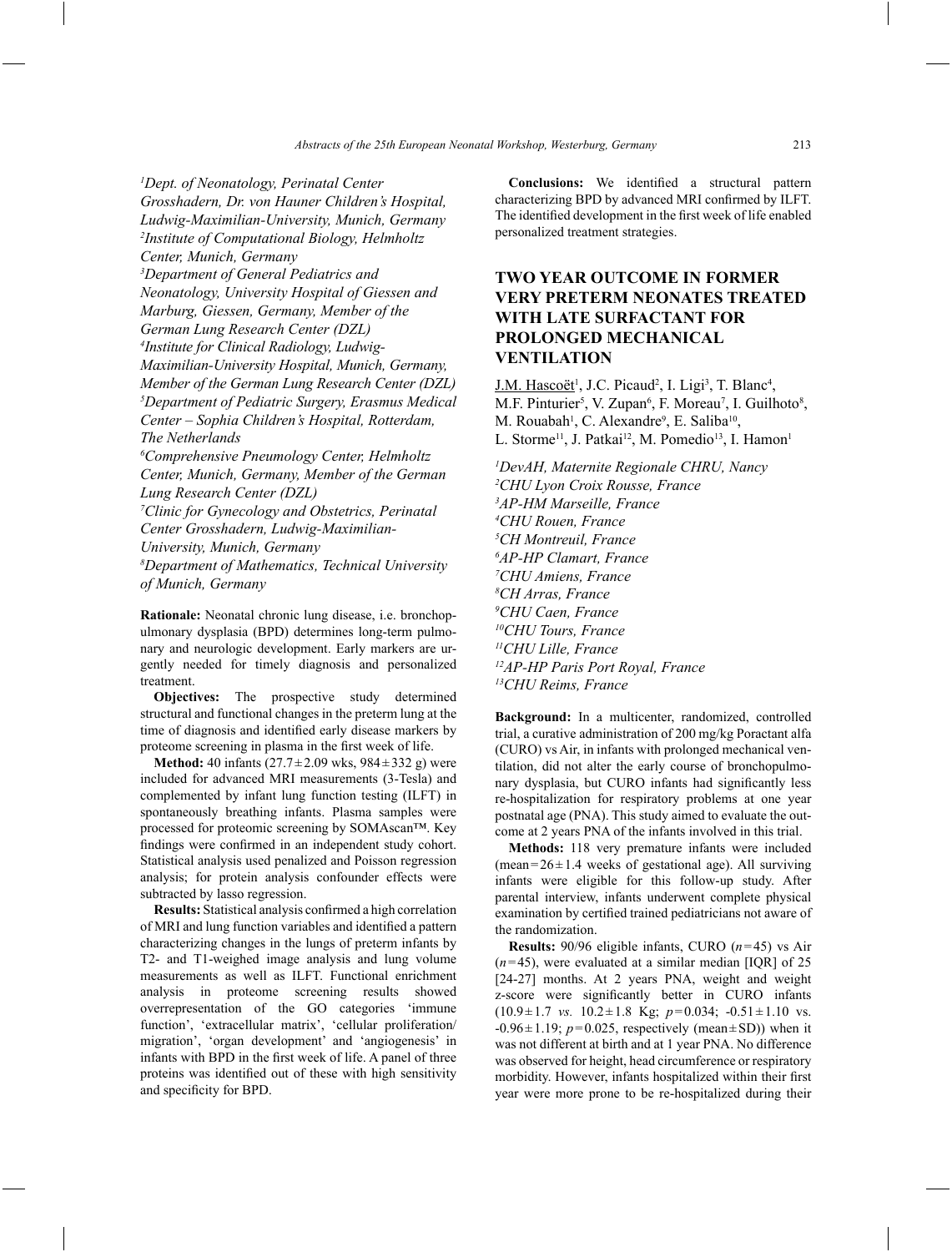[1]*Dept. of Neonatology, Perinatal Center Grosshadern, Dr. von Hauner Children's Hospital, Ludwig-Maximilian-University, Munich, Germany*
[2]*Institute of Computational Biology, Helmholtz Center, Munich, Germany*
[3]*Department of General Pediatrics and Neonatology, University Hospital of Giessen and Marburg, Giessen, Germany, Member of the German Lung Research Center (DZL)*
[4]*Institute for Clinical Radiology, Ludwig-Maximilian-University Hospital, Munich, Germany, Member of the German Lung Research Center (DZL)*
[5]*Department of Pediatric Surgery, Erasmus Medical Center – Sophia Children's Hospital, Rotterdam, The Netherlands*
[6]*Comprehensive Pneumology Center, Helmholtz Center, Munich, Germany, Member of the German Lung Research Center (DZL)*
[7]*Clinic for Gynecology and Obstetrics, Perinatal Center Grosshadern, Ludwig-Maximilian-University, Munich, Germany*
[8]*Department of Mathematics, Technical University of Munich, Germany*

**Rationale:** Neonatal chronic lung disease, i.e. bronchopulmonary dysplasia (BPD) determines long-term pulmonary and neurologic development. Early markers are urgently needed for timely diagnosis and personalized treatment.

**Objectives:** The prospective study determined structural and functional changes in the preterm lung at the time of diagnosis and identified early disease markers by proteome screening in plasma in the first week of life.

**Method:** 40 infants ($27.7 \pm 2.09$ wks, $984 \pm 332$ g) were included for advanced MRI measurements (3-Tesla) and complemented by infant lung function testing (ILFT) in spontaneously breathing infants. Plasma samples were processed for proteomic screening by SOMAscan™. Key findings were confirmed in an independent study cohort. Statistical analysis used penalized and Poisson regression analysis; for protein analysis confounder effects were subtracted by lasso regression.

**Results:** Statistical analysis confirmed a high correlation of MRI and lung function variables and identified a pattern characterizing changes in the lungs of preterm infants by T2- and T1-weighed image analysis and lung volume measurements as well as ILFT. Functional enrichment analysis in proteome screening results showed overrepresentation of the GO categories 'immune function', 'extracellular matrix', 'cellular proliferation/migration', 'organ development' and 'angiogenesis' in infants with BPD in the first week of life. A panel of three proteins was identified out of these with high sensitivity and specificity for BPD.

**Conclusions:** We identified a structural pattern characterizing BPD by advanced MRI confirmed by ILFT. The identified development in the first week of life enabled personalized treatment strategies.

## TWO YEAR OUTCOME IN FORMER VERY PRETERM NEONATES TREATED WITH LATE SURFACTANT FOR PROLONGED MECHANICAL VENTILATION

J.M. Hascoët[1], J.C. Picaud[2], I. Ligi[3], T. Blanc[4], M.F. Pinturier[5], V. Zupan[6], F. Moreau[7], I. Guilhoto[8], M. Rouabah[1], C. Alexandre[9], E. Saliba[10], L. Storme[11], J. Patkai[12], M. Pomedio[13], I. Hamon[1]

[1]*DevAH, Maternite Regionale CHRU, Nancy*
[2]*CHU Lyon Croix Rousse, France*
[3]*AP-HM Marseille, France*
[4]*CHU Rouen, France*
[5]*CH Montreuil, France*
[6]*AP-HP Clamart, France*
[7]*CHU Amiens, France*
[8]*CH Arras, France*
[9]*CHU Caen, France*
[10]*CHU Tours, France*
[11]*CHU Lille, France*
[12]*AP-HP Paris Port Royal, France*
[13]*CHU Reims, France*

**Background:** In a multicenter, randomized, controlled trial, a curative administration of 200 mg/kg Poractant alfa (CURO) vs Air, in infants with prolonged mechanical ventilation, did not alter the early course of bronchopulmonary dysplasia, but CURO infants had significantly less re-hospitalization for respiratory problems at one year postnatal age (PNA). This study aimed to evaluate the outcome at 2 years PNA of the infants involved in this trial.

**Methods:** 118 very premature infants were included (mean $= 26 \pm 1.4$ weeks of gestational age). All surviving infants were eligible for this follow-up study. After parental interview, infants underwent complete physical examination by certified trained pediatricians not aware of the randomization.

**Results:** 90/96 eligible infants, CURO ($n = 45$) vs Air ($n = 45$), were evaluated at a similar median [IQR] of 25 [24-27] months. At 2 years PNA, weight and weight z-score were significantly better in CURO infants ($10.9 \pm 1.7$ *vs.* $10.2 \pm 1.8$ Kg; $p = 0.034$; $-0.51 \pm 1.10$ vs. $-0.96 \pm 1.19$; $p = 0.025$, respectively (mean ± SD)) when it was not different at birth and at 1 year PNA. No difference was observed for height, head circumference or respiratory morbidity. However, infants hospitalized within their first year were more prone to be re-hospitalized during their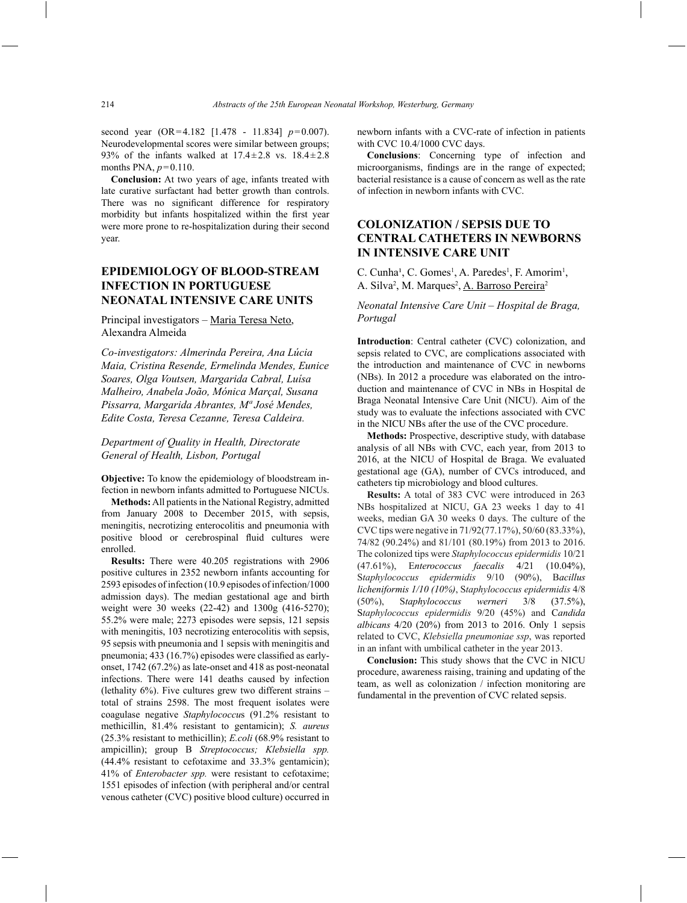second year (OR=4.182 [1.478 - 11.834] $p=0.007$). Neurodevelopmental scores were similar between groups; 93% of the infants walked at 17.4±2.8 vs. 18.4±2.8 months PNA, $p=0.110$.

**Conclusion:** At two years of age, infants treated with late curative surfactant had better growth than controls. There was no significant difference for respiratory morbidity but infants hospitalized within the first year were more prone to re-hospitalization during their second year.

## EPIDEMIOLOGY OF BLOOD-STREAM INFECTION IN PORTUGUESE NEONATAL INTENSIVE CARE UNITS

Principal investigators – Maria Teresa Neto, Alexandra Almeida

*Co-investigators: Almerinda Pereira, Ana Lúcia Maia, Cristina Resende, Ermelinda Mendes, Eunice Soares, Olga Voutsen, Margarida Cabral, Luísa Malheiro, Anabela João, Mónica Marçal, Susana Pissarra, Margarida Abrantes, Mª José Mendes, Edite Costa, Teresa Cezanne, Teresa Caldeira.*

*Department of Quality in Health, Directorate General of Health, Lisbon, Portugal*

**Objective:** To know the epidemiology of bloodstream infection in newborn infants admitted to Portuguese NICUs.

**Methods:** All patients in the National Registry, admitted from January 2008 to December 2015, with sepsis, meningitis, necrotizing enterocolitis and pneumonia with positive blood or cerebrospinal fluid cultures were enrolled.

**Results:** There were 40.205 registrations with 2906 positive cultures in 2352 newborn infants accounting for 2593 episodes of infection (10.9 episodes of infection/1000 admission days). The median gestational age and birth weight were 30 weeks (22-42) and 1300g (416-5270); 55.2% were male; 2273 episodes were sepsis, 121 sepsis with meningitis, 103 necrotizing enterocolitis with sepsis, 95 sepsis with pneumonia and 1 sepsis with meningitis and pneumonia; 433 (16.7%) episodes were classified as early-onset, 1742 (67.2%) as late-onset and 418 as post-neonatal infections. There were 141 deaths caused by infection (lethality 6%). Five cultures grew two different strains – total of strains 2598. The most frequent isolates were coagulase negative *Staphylococcus* (91.2% resistant to methicillin, 81.4% resistant to gentamicin); *S. aureus* (25.3% resistant to methicillin); *E.coli* (68.9% resistant to ampicillin); group B *Streptococcus; Klebsiella spp.* (44.4% resistant to cefotaxime and 33.3% gentamicin); 41% of *Enterobacter spp.* were resistant to cefotaxime; 1551 episodes of infection (with peripheral and/or central venous catheter (CVC) positive blood culture) occurred in newborn infants with a CVC-rate of infection in patients with CVC 10.4/1000 CVC days.

**Conclusions**: Concerning type of infection and microorganisms, findings are in the range of expected; bacterial resistance is a cause of concern as well as the rate of infection in newborn infants with CVC.

## COLONIZATION / SEPSIS DUE TO CENTRAL CATHETERS IN NEWBORNS IN INTENSIVE CARE UNIT

C. Cunha[1], C. Gomes[1], A. Paredes[1], F. Amorim[1], A. Silva[2], M. Marques[2], A. Barroso Pereira[2]

*Neonatal Intensive Care Unit – Hospital de Braga, Portugal*

**Introduction**: Central catheter (CVC) colonization, and sepsis related to CVC, are complications associated with the introduction and maintenance of CVC in newborns (NBs). In 2012 a procedure was elaborated on the introduction and maintenance of CVC in NBs in Hospital de Braga Neonatal Intensive Care Unit (NICU). Aim of the study was to evaluate the infections associated with CVC in the NICU NBs after the use of the CVC procedure.

**Methods:** Prospective, descriptive study, with database analysis of all NBs with CVC, each year, from 2013 to 2016, at the NICU of Hospital de Braga. We evaluated gestational age (GA), number of CVCs introduced, and catheters tip microbiology and blood cultures.

**Results:** A total of 383 CVC were introduced in 263 NBs hospitalized at NICU, GA 23 weeks 1 day to 41 weeks, median GA 30 weeks 0 days. The culture of the CVC tips were negative in 71/92(77.17%), 50/60 (83.33%), 74/82 (90.24%) and 81/101 (80.19%) from 2013 to 2016. The colonized tips were *Staphylococcus epidermidis* 10/21 (47.61%), E*nterococcus faecalis* 4/21 (10.04%), S*taphylococcus epidermidis* 9/10 (90%), B*acillus licheniformis 1/10 (10%)*, S*taphylococcus epidermidis* 4/8 (50%), S*taphylococcus werneri* 3/8 (37.5%), S*taphylococcus epidermidis* 9/20 (45%) and C*andida albicans* 4/20 (20%) from 2013 to 2016. Only 1 sepsis related to CVC, *Klebsiella pneumoniae ssp*, was reported in an infant with umbilical catheter in the year 2013.

**Conclusion:** This study shows that the CVC in NICU procedure, awareness raising, training and updating of the team, as well as colonization / infection monitoring are fundamental in the prevention of CVC related sepsis.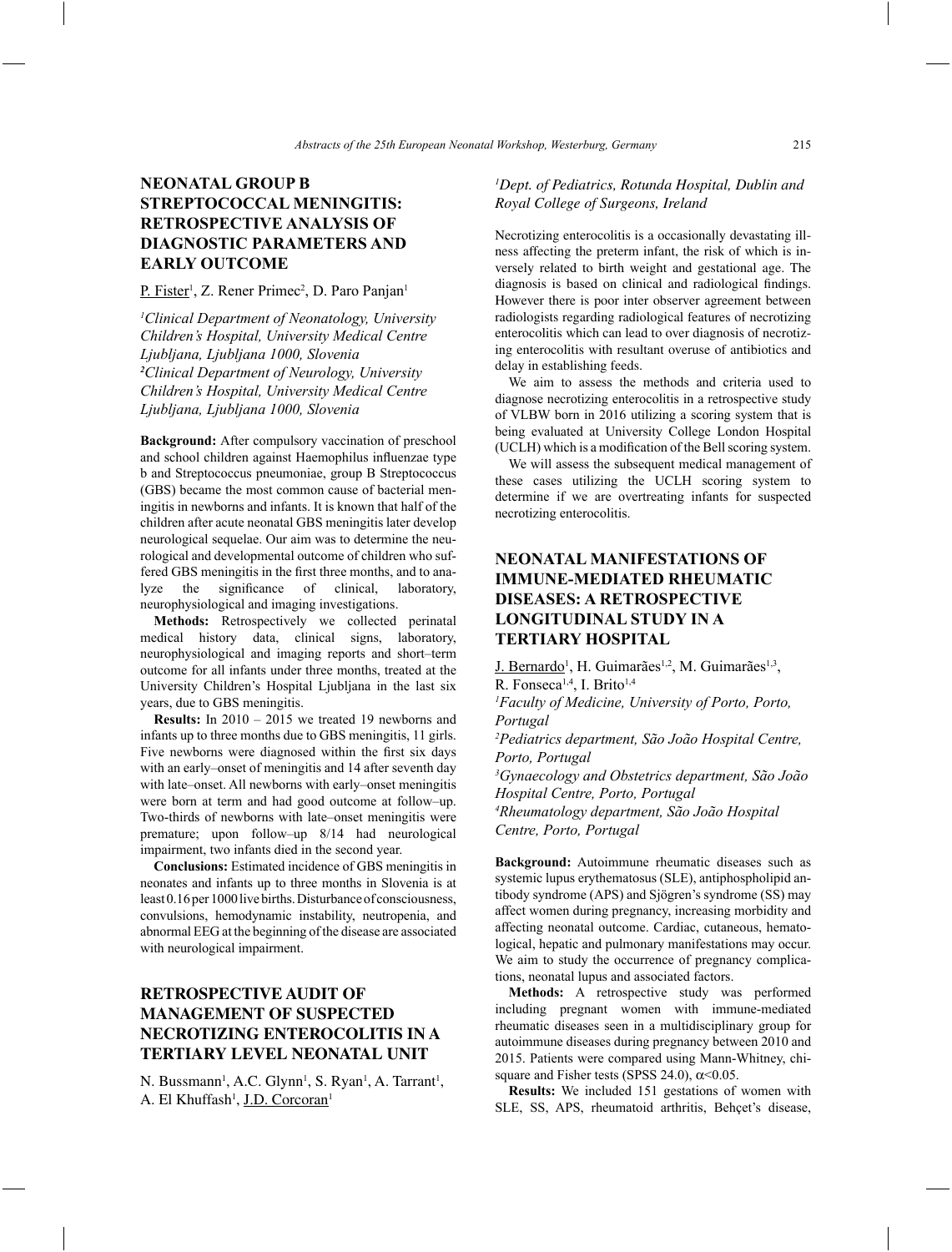## NEONATAL GROUP B STREPTOCOCCAL MENINGITIS: RETROSPECTIVE ANALYSIS OF DIAGNOSTIC PARAMETERS AND EARLY OUTCOME

P. Fister[1], Z. Rener Primec[2], D. Paro Panjan[1]

*[1]Clinical Department of Neonatology, University Children's Hospital, University Medical Centre Ljubljana, Ljubljana 1000, Slovenia*
*[2]Clinical Department of Neurology, University Children's Hospital, University Medical Centre Ljubljana, Ljubljana 1000, Slovenia*

**Background:** After compulsory vaccination of preschool and school children against Haemophilus influenzae type b and Streptococcus pneumoniae, group B Streptococcus (GBS) became the most common cause of bacterial meningitis in newborns and infants. It is known that half of the children after acute neonatal GBS meningitis later develop neurological sequelae. Our aim was to determine the neurological and developmental outcome of children who suffered GBS meningitis in the first three months, and to analyze the significance of clinical, laboratory, neurophysiological and imaging investigations.

**Methods:** Retrospectively we collected perinatal medical history data, clinical signs, laboratory, neurophysiological and imaging reports and short–term outcome for all infants under three months, treated at the University Children's Hospital Ljubljana in the last six years, due to GBS meningitis.

**Results:** In 2010 – 2015 we treated 19 newborns and infants up to three months due to GBS meningitis, 11 girls. Five newborns were diagnosed within the first six days with an early–onset of meningitis and 14 after seventh day with late–onset. All newborns with early–onset meningitis were born at term and had good outcome at follow–up. Two-thirds of newborns with late–onset meningitis were premature; upon follow–up 8/14 had neurological impairment, two infants died in the second year.

**Conclusions:** Estimated incidence of GBS meningitis in neonates and infants up to three months in Slovenia is at least 0.16 per 1000 live births. Disturbance of consciousness, convulsions, hemodynamic instability, neutropenia, and abnormal EEG at the beginning of the disease are associated with neurological impairment.

## RETROSPECTIVE AUDIT OF MANAGEMENT OF SUSPECTED NECROTIZING ENTEROCOLITIS IN A TERTIARY LEVEL NEONATAL UNIT

N. Bussmann[1], A.C. Glynn[1], S. Ryan[1], A. Tarrant[1], A. El Khuffash[1], J.D. Corcoran[1]

*[1]Dept. of Pediatrics, Rotunda Hospital, Dublin and Royal College of Surgeons, Ireland*

Necrotizing enterocolitis is a occasionally devastating illness affecting the preterm infant, the risk of which is inversely related to birth weight and gestational age. The diagnosis is based on clinical and radiological findings. However there is poor inter observer agreement between radiologists regarding radiological features of necrotizing enterocolitis which can lead to over diagnosis of necrotizing enterocolitis with resultant overuse of antibiotics and delay in establishing feeds.

We aim to assess the methods and criteria used to diagnose necrotizing enterocolitis in a retrospective study of VLBW born in 2016 utilizing a scoring system that is being evaluated at University College London Hospital (UCLH) which is a modification of the Bell scoring system.

We will assess the subsequent medical management of these cases utilizing the UCLH scoring system to determine if we are overtreating infants for suspected necrotizing enterocolitis.

## NEONATAL MANIFESTATIONS OF IMMUNE-MEDIATED RHEUMATIC DISEASES: A RETROSPECTIVE LONGITUDINAL STUDY IN A TERTIARY HOSPITAL

J. Bernardo[1], H. Guimarães[1,2], M. Guimarães[1,3], R. Fonseca[1,4], I. Brito[1,4]

*[1]Faculty of Medicine, University of Porto, Porto, Portugal*
*[2]Pediatrics department, São João Hospital Centre, Porto, Portugal*
*[3]Gynaecology and Obstetrics department, São João Hospital Centre, Porto, Portugal*
*[4]Rheumatology department, São João Hospital Centre, Porto, Portugal*

**Background:** Autoimmune rheumatic diseases such as systemic lupus erythematosus (SLE), antiphospholipid antibody syndrome (APS) and Sjögren's syndrome (SS) may affect women during pregnancy, increasing morbidity and affecting neonatal outcome. Cardiac, cutaneous, hematological, hepatic and pulmonary manifestations may occur. We aim to study the occurrence of pregnancy complications, neonatal lupus and associated factors.

**Methods:** A retrospective study was performed including pregnant women with immune-mediated rheumatic diseases seen in a multidisciplinary group for autoimmune diseases during pregnancy between 2010 and 2015. Patients were compared using Mann-Whitney, chi-square and Fisher tests (SPSS 24.0), $\alpha<0.05$.

**Results:** We included 151 gestations of women with SLE, SS, APS, rheumatoid arthritis, Behçet's disease,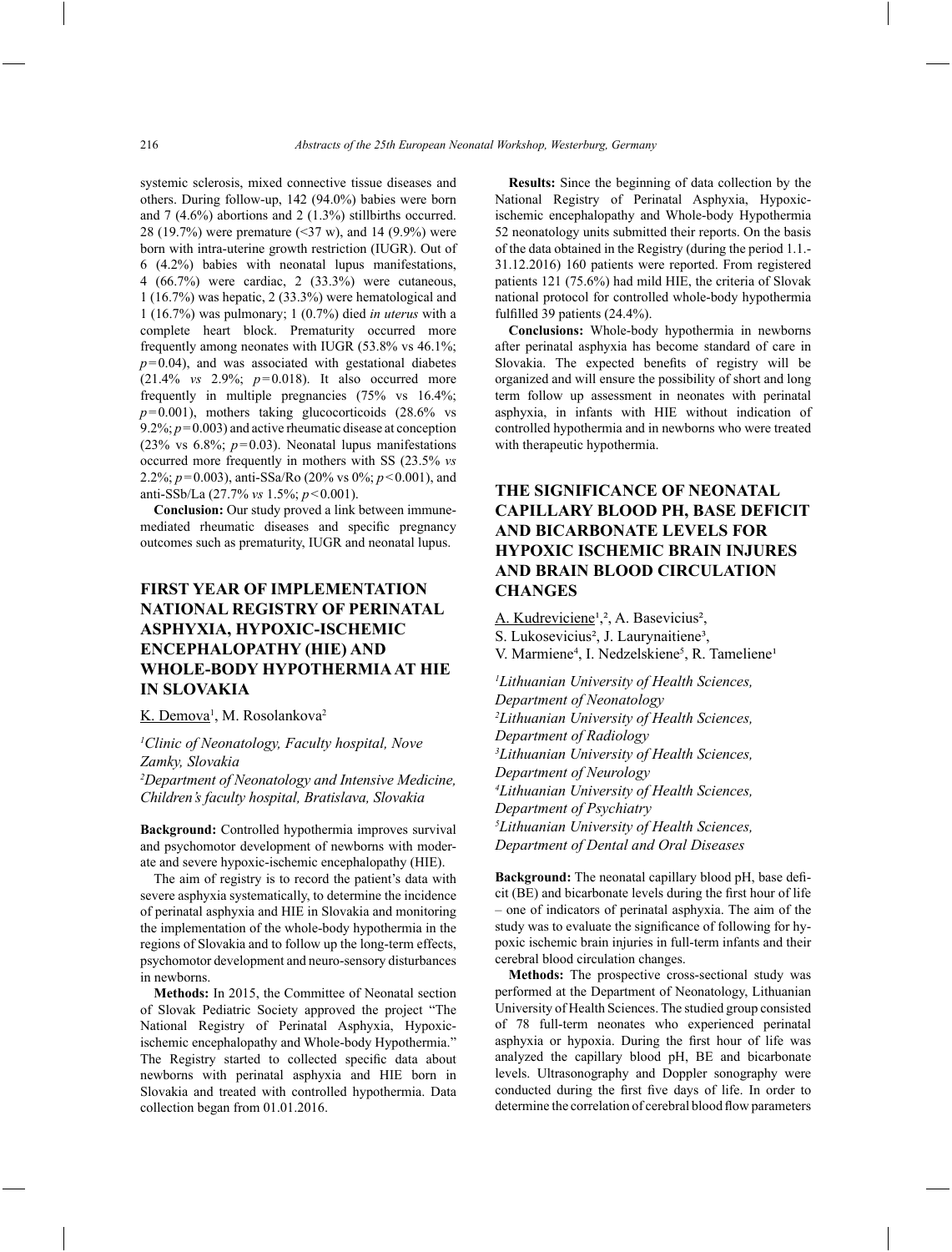systemic sclerosis, mixed connective tissue diseases and others. During follow-up, 142 (94.0%) babies were born and 7 (4.6%) abortions and 2 (1.3%) stillbirths occurred. 28 (19.7%) were premature (<37 w), and 14 (9.9%) were born with intra-uterine growth restriction (IUGR). Out of 6 (4.2%) babies with neonatal lupus manifestations, 4 (66.7%) were cardiac, 2 (33.3%) were cutaneous, 1 (16.7%) was hepatic, 2 (33.3%) were hematological and 1 (16.7%) was pulmonary; 1 (0.7%) died *in uterus* with a complete heart block. Prematurity occurred more frequently among neonates with IUGR (53.8% vs 46.1%; $p=0.04$), and was associated with gestational diabetes (21.4% *vs* 2.9%; $p=0.018$). It also occurred more frequently in multiple pregnancies (75% vs 16.4%; $p=0.001$), mothers taking glucocorticoids (28.6% vs 9.2%; $p=0.003$) and active rheumatic disease at conception (23% vs 6.8%; $p=0.03$). Neonatal lupus manifestations occurred more frequently in mothers with SS (23.5% *vs* 2.2%; $p=0.003$), anti-SSa/Ro (20% vs 0%; $p<0.001$), and anti-SSb/La (27.7% *vs* 1.5%; $p<0.001$).

**Conclusion:** Our study proved a link between immune-mediated rheumatic diseases and specific pregnancy outcomes such as prematurity, IUGR and neonatal lupus.

## FIRST YEAR OF IMPLEMENTATION NATIONAL REGISTRY OF PERINATAL ASPHYXIA, HYPOXIC-ISCHEMIC ENCEPHALOPATHY (HIE) AND WHOLE-BODY HYPOTHERMIA AT HIE IN SLOVAKIA

K. Demova[1], M. Rosolankova[2]

*[1]Clinic of Neonatology, Faculty hospital, Nove Zamky, Slovakia*
*[2]Department of Neonatology and Intensive Medicine, Children's faculty hospital, Bratislava, Slovakia*

**Background:** Controlled hypothermia improves survival and psychomotor development of newborns with moderate and severe hypoxic-ischemic encephalopathy (HIE).

The aim of registry is to record the patient's data with severe asphyxia systematically, to determine the incidence of perinatal asphyxia and HIE in Slovakia and monitoring the implementation of the whole-body hypothermia in the regions of Slovakia and to follow up the long-term effects, psychomotor development and neuro-sensory disturbances in newborns.

**Methods:** In 2015, the Committee of Neonatal section of Slovak Pediatric Society approved the project "The National Registry of Perinatal Asphyxia, Hypoxic-ischemic encephalopathy and Whole-body Hypothermia." The Registry started to collected specific data about newborns with perinatal asphyxia and HIE born in Slovakia and treated with controlled hypothermia. Data collection began from 01.01.2016.

**Results:** Since the beginning of data collection by the National Registry of Perinatal Asphyxia, Hypoxic-ischemic encephalopathy and Whole-body Hypothermia 52 neonatology units submitted their reports. On the basis of the data obtained in the Registry (during the period 1.1.-31.12.2016) 160 patients were reported. From registered patients 121 (75.6%) had mild HIE, the criteria of Slovak national protocol for controlled whole-body hypothermia fulfilled 39 patients (24.4%).

**Conclusions:** Whole-body hypothermia in newborns after perinatal asphyxia has become standard of care in Slovakia. The expected benefits of registry will be organized and will ensure the possibility of short and long term follow up assessment in neonates with perinatal asphyxia, in infants with HIE without indication of controlled hypothermia and in newborns who were treated with therapeutic hypothermia.

## THE SIGNIFICANCE OF NEONATAL CAPILLARY BLOOD PH, BASE DEFICIT AND BICARBONATE LEVELS FOR HYPOXIC ISCHEMIC BRAIN INJURES AND BRAIN BLOOD CIRCULATION CHANGES

A. Kudreviciene[1,2], A. Basevicius[2], S. Lukosevicius[2], J. Laurynaitiene[3], V. Marmiene[4], I. Nedzelskiene[5], R. Tameliene[1]

*[1]Lithuanian University of Health Sciences, Department of Neonatology*
*[2]Lithuanian University of Health Sciences, Department of Radiology*
*[3]Lithuanian University of Health Sciences, Department of Neurology*
*[4]Lithuanian University of Health Sciences, Department of Psychiatry*
*[5]Lithuanian University of Health Sciences, Department of Dental and Oral Diseases*

**Background:** The neonatal capillary blood pH, base deficit (BE) and bicarbonate levels during the first hour of life – one of indicators of perinatal asphyxia. The aim of the study was to evaluate the significance of following for hypoxic ischemic brain injuries in full-term infants and their cerebral blood circulation changes.

**Methods:** The prospective cross-sectional study was performed at the Department of Neonatology, Lithuanian University of Health Sciences. The studied group consisted of 78 full-term neonates who experienced perinatal asphyxia or hypoxia. During the first hour of life was analyzed the capillary blood pH, BE and bicarbonate levels. Ultrasonography and Doppler sonography were conducted during the first five days of life. In order to determine the correlation of cerebral blood flow parameters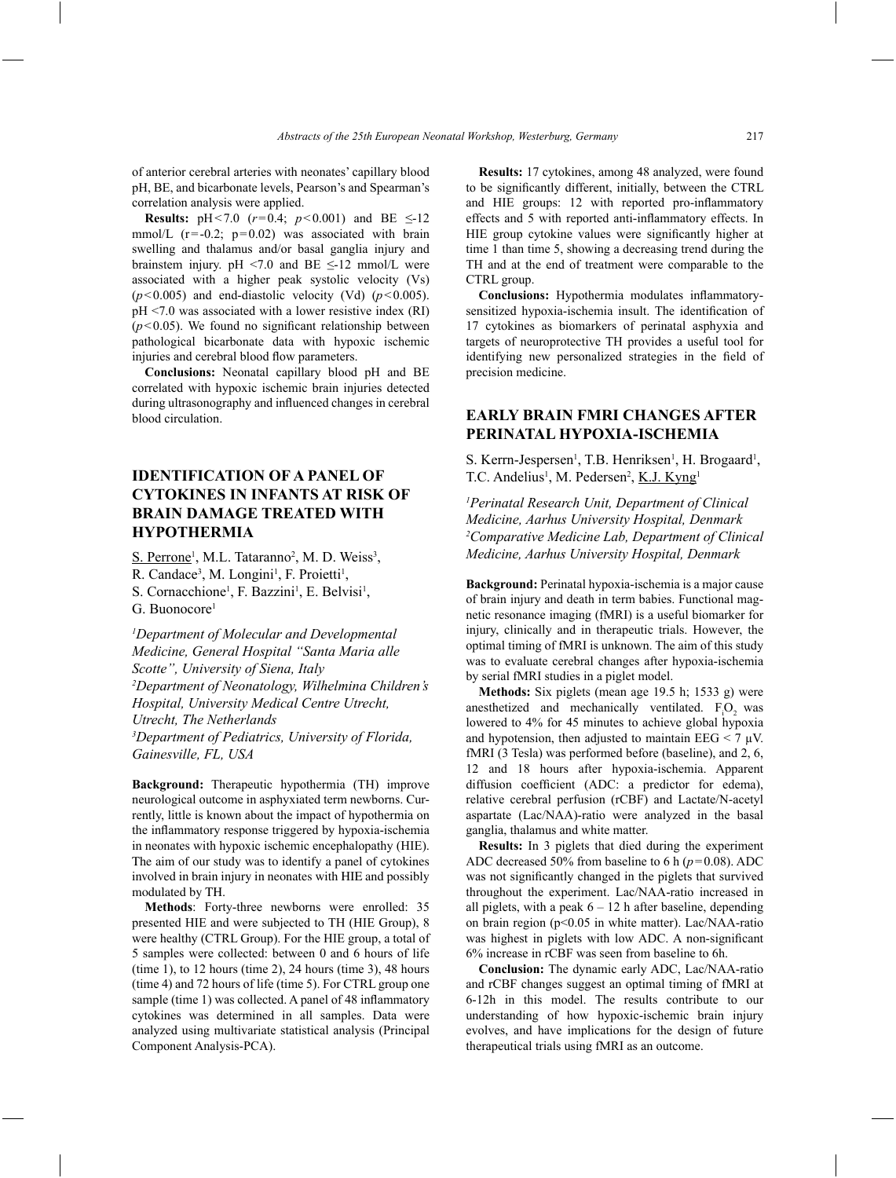of anterior cerebral arteries with neonates' capillary blood pH, BE, and bicarbonate levels, Pearson's and Spearman's correlation analysis were applied.

**Results:** pH $<7.0$ ($r=0.4$; $p<0.001$) and BE $\leq$-12 mmol/L ($r=-0.2$; $p=0.02$) was associated with brain swelling and thalamus and/or basal ganglia injury and brainstem injury. pH $<7.0$ and BE $\leq$-12 mmol/L were associated with a higher peak systolic velocity (Vs) ($p<0.005$) and end-diastolic velocity (Vd) ($p<0.005$). pH $<7.0$ was associated with a lower resistive index (RI) ($p<0.05$). We found no significant relationship between pathological bicarbonate data with hypoxic ischemic injuries and cerebral blood flow parameters.

**Conclusions:** Neonatal capillary blood pH and BE correlated with hypoxic ischemic brain injuries detected during ultrasonography and influenced changes in cerebral blood circulation.

## IDENTIFICATION OF A PANEL OF CYTOKINES IN INFANTS AT RISK OF BRAIN DAMAGE TREATED WITH HYPOTHERMIA

S. Perrone[1], M.L. Tataranno[2], M. D. Weiss[3], R. Candace[3], M. Longini[1], F. Proietti[1], S. Cornacchione[1], F. Bazzini[1], E. Belvisi[1], G. Buonocore[1]

*[1]Department of Molecular and Developmental Medicine, General Hospital "Santa Maria alle Scotte", University of Siena, Italy*
*[2]Department of Neonatology, Wilhelmina Children's Hospital, University Medical Centre Utrecht, Utrecht, The Netherlands*
*[3]Department of Pediatrics, University of Florida, Gainesville, FL, USA*

**Background:** Therapeutic hypothermia (TH) improve neurological outcome in asphyxiated term newborns. Currently, little is known about the impact of hypothermia on the inflammatory response triggered by hypoxia-ischemia in neonates with hypoxic ischemic encephalopathy (HIE). The aim of our study was to identify a panel of cytokines involved in brain injury in neonates with HIE and possibly modulated by TH.

**Methods**: Forty-three newborns were enrolled: 35 presented HIE and were subjected to TH (HIE Group), 8 were healthy (CTRL Group). For the HIE group, a total of 5 samples were collected: between 0 and 6 hours of life (time 1), to 12 hours (time 2), 24 hours (time 3), 48 hours (time 4) and 72 hours of life (time 5). For CTRL group one sample (time 1) was collected. A panel of 48 inflammatory cytokines was determined in all samples. Data were analyzed using multivariate statistical analysis (Principal Component Analysis-PCA).

**Results:** 17 cytokines, among 48 analyzed, were found to be significantly different, initially, between the CTRL and HIE groups: 12 with reported pro-inflammatory effects and 5 with reported anti-inflammatory effects. In HIE group cytokine values were significantly higher at time 1 than time 5, showing a decreasing trend during the TH and at the end of treatment were comparable to the CTRL group.

**Conclusions:** Hypothermia modulates inflammatory-sensitized hypoxia-ischemia insult. The identification of 17 cytokines as biomarkers of perinatal asphyxia and targets of neuroprotective TH provides a useful tool for identifying new personalized strategies in the field of precision medicine.

## EARLY BRAIN FMRI CHANGES AFTER PERINATAL HYPOXIA-ISCHEMIA

S. Kerrn-Jespersen[1], T.B. Henriksen[1], H. Brogaard[1], T.C. Andelius[1], M. Pedersen[2], K.J. Kyng[1]

*[1]Perinatal Research Unit, Department of Clinical Medicine, Aarhus University Hospital, Denmark*
*[2]Comparative Medicine Lab, Department of Clinical Medicine, Aarhus University Hospital, Denmark*

**Background:** Perinatal hypoxia-ischemia is a major cause of brain injury and death in term babies. Functional magnetic resonance imaging (fMRI) is a useful biomarker for injury, clinically and in therapeutic trials. However, the optimal timing of fMRI is unknown. The aim of this study was to evaluate cerebral changes after hypoxia-ischemia by serial fMRI studies in a piglet model.

**Methods:** Six piglets (mean age 19.5 h; 1533 g) were anesthetized and mechanically ventilated. $F_iO_2$ was lowered to 4% for 45 minutes to achieve global hypoxia and hypotension, then adjusted to maintain EEG $< 7$ µV. fMRI (3 Tesla) was performed before (baseline), and 2, 6, 12 and 18 hours after hypoxia-ischemia. Apparent diffusion coefficient (ADC: a predictor for edema), relative cerebral perfusion (rCBF) and Lactate/N-acetyl aspartate (Lac/NAA)-ratio were analyzed in the basal ganglia, thalamus and white matter.

**Results:** In 3 piglets that died during the experiment ADC decreased 50% from baseline to 6 h ($p=0.08$). ADC was not significantly changed in the piglets that survived throughout the experiment. Lac/NAA-ratio increased in all piglets, with a peak 6 – 12 h after baseline, depending on brain region ($p<0.05$ in white matter). Lac/NAA-ratio was highest in piglets with low ADC. A non-significant 6% increase in rCBF was seen from baseline to 6h.

**Conclusion:** The dynamic early ADC, Lac/NAA-ratio and rCBF changes suggest an optimal timing of fMRI at 6-12h in this model. The results contribute to our understanding of how hypoxic-ischemic brain injury evolves, and have implications for the design of future therapeutical trials using fMRI as an outcome.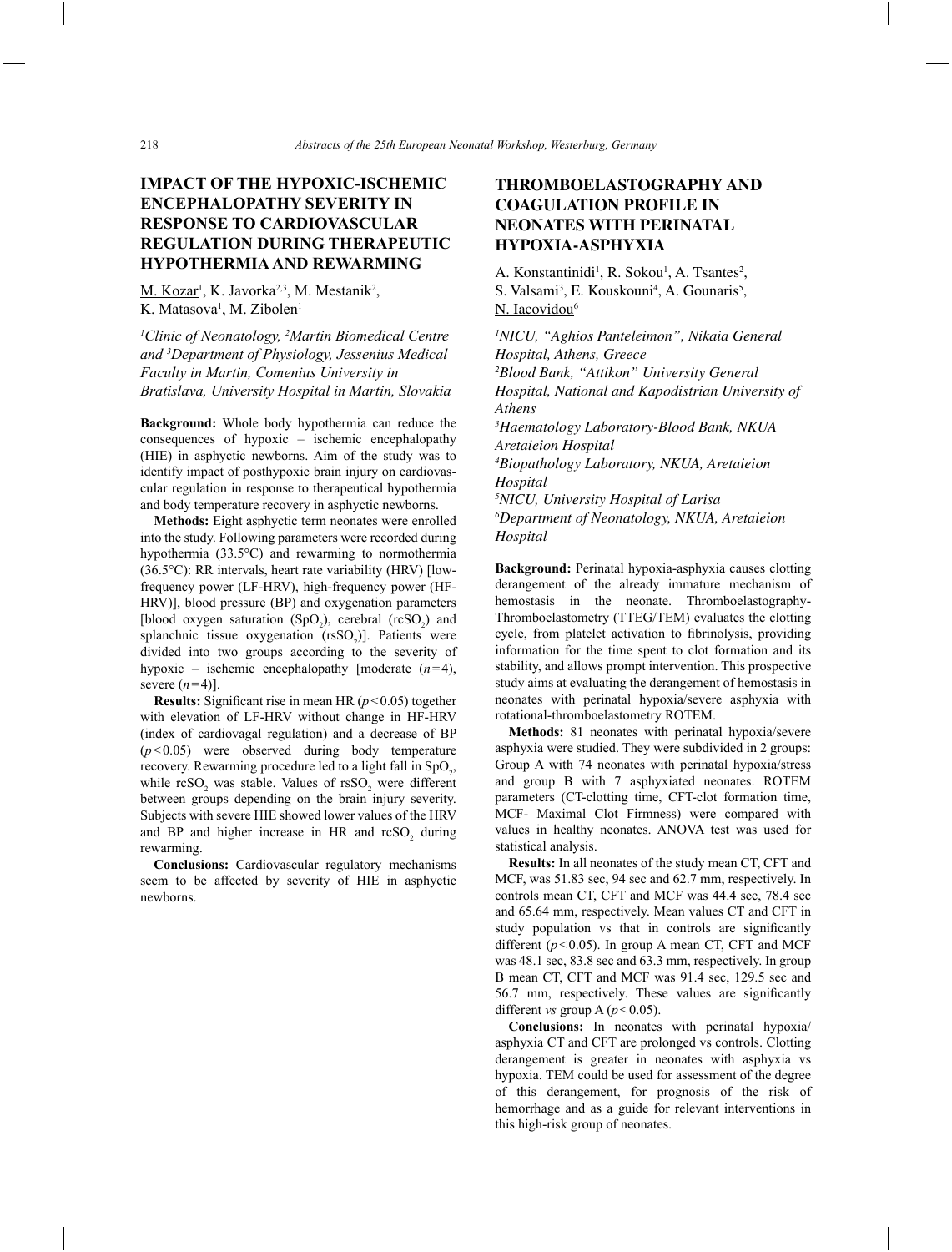## IMPACT OF THE HYPOXIC-ISCHEMIC ENCEPHALOPATHY SEVERITY IN RESPONSE TO CARDIOVASCULAR REGULATION DURING THERAPEUTIC HYPOTHERMIA AND REWARMING

M. Kozar[1], K. Javorka[2,3], M. Mestanik[2], K. Matasova[1], M. Zibolen[1]

*[1]Clinic of Neonatology, [2]Martin Biomedical Centre and [3]Department of Physiology, Jessenius Medical Faculty in Martin, Comenius University in Bratislava, University Hospital in Martin, Slovakia*

**Background:** Whole body hypothermia can reduce the consequences of hypoxic – ischemic encephalopathy (HIE) in asphyctic newborns. Aim of the study was to identify impact of posthypoxic brain injury on cardiovascular regulation in response to therapeutical hypothermia and body temperature recovery in asphyctic newborns.

**Methods:** Eight asphyctic term neonates were enrolled into the study. Following parameters were recorded during hypothermia (33.5°C) and rewarming to normothermia (36.5°C): RR intervals, heart rate variability (HRV) [low-frequency power (LF-HRV), high-frequency power (HF-HRV)], blood pressure (BP) and oxygenation parameters [blood oxygen saturation ($SpO_2$), cerebral ($rcSO_2$) and splanchnic tissue oxygenation ($rsSO_2$)]. Patients were divided into two groups according to the severity of hypoxic – ischemic encephalopathy [moderate ($n=4$), severe ($n=4$)].

**Results:** Significant rise in mean HR ($p<0.05$) together with elevation of LF-HRV without change in HF-HRV (index of cardiovagal regulation) and a decrease of BP ($p<0.05$) were observed during body temperature recovery. Rewarming procedure led to a light fall in $SpO_2$, while $rcSO_2$ was stable. Values of $rsSO_2$ were different between groups depending on the brain injury severity. Subjects with severe HIE showed lower values of the HRV and BP and higher increase in HR and $rcSO_2$ during rewarming.

**Conclusions:** Cardiovascular regulatory mechanisms seem to be affected by severity of HIE in asphyctic newborns.

## THROMBOELASTOGRAPHY AND COAGULATION PROFILE IN NEONATES WITH PERINATAL HYPOXIA-ASPHYXIA

A. Konstantinidi[1], R. Sokou[1], A. Tsantes[2], S. Valsami[3], E. Kouskouni[4], A. Gounaris[5], N. Iacovidou[6]

*[1]NICU, "Aghios Panteleimon", Nikaia General Hospital, Athens, Greece*
*[2]Blood Bank, "Attikon" University General Hospital, National and Kapodistrian University of Athens*
*[3]Haematology Laboratory-Blood Bank, NKUA Aretaieion Hospital*
*[4]Biopathology Laboratory, NKUA, Aretaieion Hospital*
*[5]NICU, University Hospital of Larisa*
*[6]Department of Neonatology, NKUA, Aretaieion Hospital*

**Background:** Perinatal hypoxia-asphyxia causes clotting derangement of the already immature mechanism of hemostasis in the neonate. Thromboelastography-Thromboelastometry (TTEG/TEM) evaluates the clotting cycle, from platelet activation to fibrinolysis, providing information for the time spent to clot formation and its stability, and allows prompt intervention. This prospective study aims at evaluating the derangement of hemostasis in neonates with perinatal hypoxia/severe asphyxia with rotational-thromboelastometry ROTEM.

**Methods:** 81 neonates with perinatal hypoxia/severe asphyxia were studied. They were subdivided in 2 groups: Group A with 74 neonates with perinatal hypoxia/stress and group B with 7 asphyxiated neonates. ROTEM parameters (CT-clotting time, CFT-clot formation time, MCF- Maximal Clot Firmness) were compared with values in healthy neonates. ANOVA test was used for statistical analysis.

**Results:** In all neonates of the study mean CT, CFT and MCF, was 51.83 sec, 94 sec and 62.7 mm, respectively. In controls mean CT, CFT and MCF was 44.4 sec, 78.4 sec and 65.64 mm, respectively. Mean values CT and CFT in study population vs that in controls are significantly different ($p<0.05$). In group A mean CT, CFT and MCF was 48.1 sec, 83.8 sec and 63.3 mm, respectively. In group B mean CT, CFT and MCF was 91.4 sec, 129.5 sec and 56.7 mm, respectively. These values are significantly different *vs* group A ($p<0.05$).

**Conclusions:** In neonates with perinatal hypoxia/asphyxia CT and CFT are prolonged vs controls. Clotting derangement is greater in neonates with asphyxia vs hypoxia. TEM could be used for assessment of the degree of this derangement, for prognosis of the risk of hemorrhage and as a guide for relevant interventions in this high-risk group of neonates.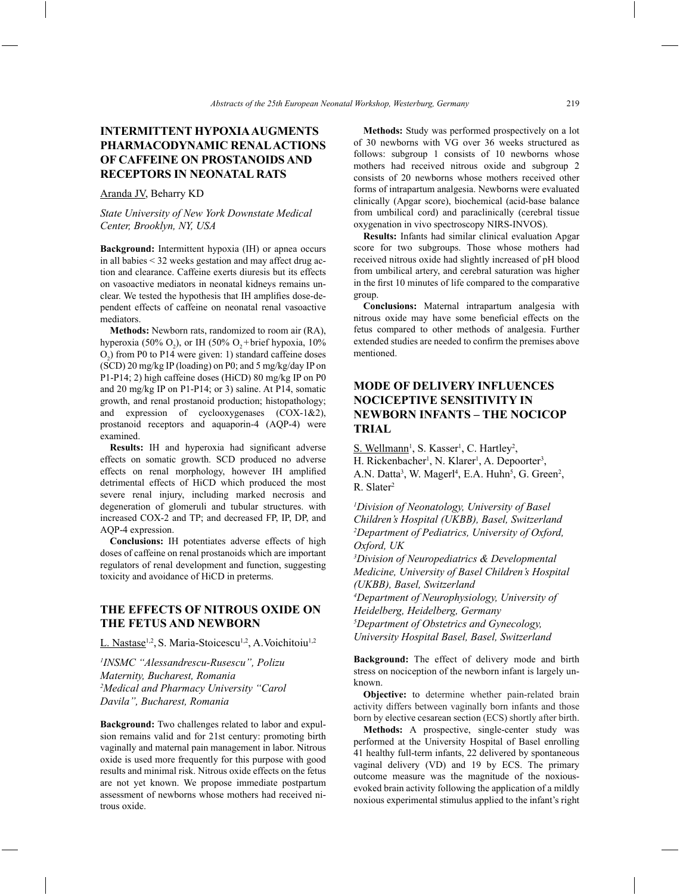## INTERMITTENT HYPOXIA AUGMENTS PHARMACODYNAMIC RENAL ACTIONS OF CAFFEINE ON PROSTANOIDS AND RECEPTORS IN NEONATAL RATS

Aranda JV, Beharry KD

*State University of New York Downstate Medical Center, Brooklyn, NY, USA*

**Background:** Intermittent hypoxia (IH) or apnea occurs in all babies < 32 weeks gestation and may affect drug action and clearance. Caffeine exerts diuresis but its effects on vasoactive mediators in neonatal kidneys remains unclear. We tested the hypothesis that IH amplifies dose-dependent effects of caffeine on neonatal renal vasoactive mediators.

**Methods:** Newborn rats, randomized to room air (RA), hyperoxia (50% $O_2$), or IH (50% $O_2$ + brief hypoxia, 10% $O_2$) from P0 to P14 were given: 1) standard caffeine doses (SCD) 20 mg/kg IP (loading) on P0; and 5 mg/kg/day IP on P1-P14; 2) high caffeine doses (HiCD) 80 mg/kg IP on P0 and 20 mg/kg IP on P1-P14; or 3) saline. At P14, somatic growth, and renal prostanoid production; histopathology; and expression of cyclooxygenases (COX-1&2), prostanoid receptors and aquaporin-4 (AQP-4) were examined.

**Results:** IH and hyperoxia had significant adverse effects on somatic growth. SCD produced no adverse effects on renal morphology, however IH amplified detrimental effects of HiCD which produced the most severe renal injury, including marked necrosis and degeneration of glomeruli and tubular structures. with increased COX-2 and TP; and decreased FP, IP, DP, and AQP-4 expression.

**Conclusions:** IH potentiates adverse effects of high doses of caffeine on renal prostanoids which are important regulators of renal development and function, suggesting toxicity and avoidance of HiCD in preterms.

## THE EFFECTS OF NITROUS OXIDE ON THE FETUS AND NEWBORN

L. Nastase[1,2], S. Maria-Stoicescu[1,2], A.Voichitoiu[1,2]

*[1]INSMC "Alessandrescu-Rusescu", Polizu Maternity, Bucharest, Romania*
*[2]Medical and Pharmacy University "Carol Davila", Bucharest, Romania*

**Background:** Two challenges related to labor and expulsion remains valid and for 21st century: promoting birth vaginally and maternal pain management in labor. Nitrous oxide is used more frequently for this purpose with good results and minimal risk. Nitrous oxide effects on the fetus are not yet known. We propose immediate postpartum assessment of newborns whose mothers had received nitrous oxide.

**Methods:** Study was performed prospectively on a lot of 30 newborns with VG over 36 weeks structured as follows: subgroup 1 consists of 10 newborns whose mothers had received nitrous oxide and subgroup 2 consists of 20 newborns whose mothers received other forms of intrapartum analgesia. Newborns were evaluated clinically (Apgar score), biochemical (acid-base balance from umbilical cord) and paraclinically (cerebral tissue oxygenation in vivo spectroscopy NIRS-INVOS).

**Results:** Infants had similar clinical evaluation Apgar score for two subgroups. Those whose mothers had received nitrous oxide had slightly increased of pH blood from umbilical artery, and cerebral saturation was higher in the first 10 minutes of life compared to the comparative group.

**Conclusions:** Maternal intrapartum analgesia with nitrous oxide may have some beneficial effects on the fetus compared to other methods of analgesia. Further extended studies are needed to confirm the premises above mentioned.

## MODE OF DELIVERY INFLUENCES NOCICEPTIVE SENSITIVITY IN NEWBORN INFANTS – THE NOCICOP TRIAL

S. Wellmann[1], S. Kasser[1], C. Hartley[2], H. Rickenbacher[1], N. Klarer[1], A. Depoorter[3], A.N. Datta[3], W. Magerl[4], E.A. Huhn[5], G. Green[2], R. Slater[2]

*[1]Division of Neonatology, University of Basel Children's Hospital (UKBB), Basel, Switzerland*
*[2]Department of Pediatrics, University of Oxford, Oxford, UK*
*[3]Division of Neuropediatrics & Developmental Medicine, University of Basel Children's Hospital (UKBB), Basel, Switzerland*
*[4]Department of Neurophysiology, University of Heidelberg, Heidelberg, Germany*
*[5]Department of Obstetrics and Gynecology, University Hospital Basel, Basel, Switzerland*

**Background:** The effect of delivery mode and birth stress on nociception of the newborn infant is largely unknown.

**Objective:** to determine whether pain-related brain activity differs between vaginally born infants and those born by elective cesarean section (ECS) shortly after birth.

**Methods:** A prospective, single-center study was performed at the University Hospital of Basel enrolling 41 healthy full-term infants, 22 delivered by spontaneous vaginal delivery (VD) and 19 by ECS. The primary outcome measure was the magnitude of the noxious-evoked brain activity following the application of a mildly noxious experimental stimulus applied to the infant's right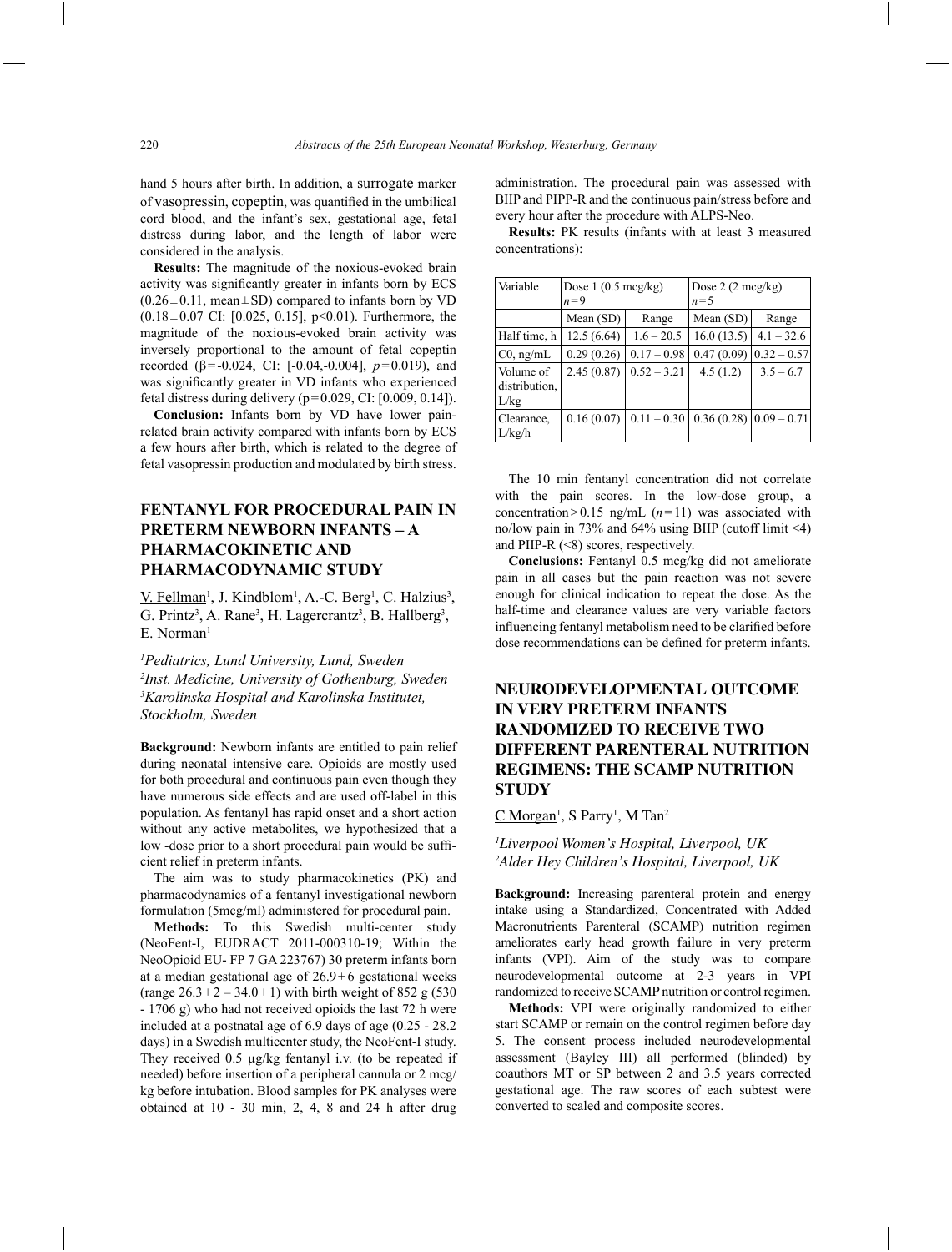hand 5 hours after birth. In addition, a surrogate marker of vasopressin, copeptin, was quantified in the umbilical cord blood, and the infant's sex, gestational age, fetal distress during labor, and the length of labor were considered in the analysis.

**Results:** The magnitude of the noxious-evoked brain activity was significantly greater in infants born by ECS (0.26 ± 0.11, mean ± SD) compared to infants born by VD (0.18 ± 0.07 CI: [0.025, 0.15], p<0.01). Furthermore, the magnitude of the noxious-evoked brain activity was inversely proportional to the amount of fetal copeptin recorded (β = -0.024, CI: [-0.04,-0.004], *p* = 0.019), and was significantly greater in VD infants who experienced fetal distress during delivery (p = 0.029, CI: [0.009, 0.14]).

**Conclusion:** Infants born by VD have lower pain-related brain activity compared with infants born by ECS a few hours after birth, which is related to the degree of fetal vasopressin production and modulated by birth stress.

## FENTANYL FOR PROCEDURAL PAIN IN PRETERM NEWBORN INFANTS – A PHARMACOKINETIC AND PHARMACODYNAMIC STUDY

V. Fellman[1], J. Kindblom[1], A.-C. Berg[1], C. Halzius[3], G. Printz[3], A. Rane[3], H. Lagercrantz[3], B. Hallberg[3], E. Norman[1]

*[1]Pediatrics, Lund University, Lund, Sweden*
*[2]Inst. Medicine, University of Gothenburg, Sweden*
*[3]Karolinska Hospital and Karolinska Institutet, Stockholm, Sweden*

**Background:** Newborn infants are entitled to pain relief during neonatal intensive care. Opioids are mostly used for both procedural and continuous pain even though they have numerous side effects and are used off-label in this population. As fentanyl has rapid onset and a short action without any active metabolites, we hypothesized that a low -dose prior to a short procedural pain would be sufficient relief in preterm infants.

The aim was to study pharmacokinetics (PK) and pharmacodynamics of a fentanyl investigational newborn formulation (5mcg/ml) administered for procedural pain.

**Methods:** To this Swedish multi-center study (NeoFent-I, EUDRACT 2011-000310-19; Within the NeoOpioid EU- FP 7 GA 223767) 30 preterm infants born at a median gestational age of 26.9 + 6 gestational weeks (range 26.3 + 2 – 34.0 + 1) with birth weight of 852 g (530 - 1706 g) who had not received opioids the last 72 h were included at a postnatal age of 6.9 days of age (0.25 - 28.2 days) in a Swedish multicenter study, the NeoFent-I study. They received 0.5 µg/kg fentanyl i.v. (to be repeated if needed) before insertion of a peripheral cannula or 2 mcg/kg before intubation. Blood samples for PK analyses were obtained at 10 - 30 min, 2, 4, 8 and 24 h after drug administration. The procedural pain was assessed with BIIP and PIPP-R and the continuous pain/stress before and every hour after the procedure with ALPS-Neo.

**Results:** PK results (infants with at least 3 measured concentrations):

| Variable | Dose 1 (0.5 mcg/kg) *n* = 9 | | Dose 2 (2 mcg/kg) *n* = 5 | |
|---|---|---|---|---|
| | Mean (SD) | Range | Mean (SD) | Range |
| Half time, h | 12.5 (6.64) | 1.6 – 20.5 | 16.0 (13.5) | 4.1 – 32.6 |
| C0, ng/mL | 0.29 (0.26) | 0.17 – 0.98 | 0.47 (0.09) | 0.32 – 0.57 |
| Volume of distribution, L/kg | 2.45 (0.87) | 0.52 – 3.21 | 4.5 (1.2) | 3.5 – 6.7 |
| Clearance, L/kg/h | 0.16 (0.07) | 0.11 – 0.30 | 0.36 (0.28) | 0.09 – 0.71 |

The 10 min fentanyl concentration did not correlate with the pain scores. In the low-dose group, a concentration > 0.15 ng/mL (*n* = 11) was associated with no/low pain in 73% and 64% using BIIP (cutoff limit <4) and PIIP-R (<8) scores, respectively.

**Conclusions:** Fentanyl 0.5 mcg/kg did not ameliorate pain in all cases but the pain reaction was not severe enough for clinical indication to repeat the dose. As the half-time and clearance values are very variable factors influencing fentanyl metabolism need to be clarified before dose recommendations can be defined for preterm infants.

## NEURODEVELOPMENTAL OUTCOME IN VERY PRETERM INFANTS RANDOMIZED TO RECEIVE TWO DIFFERENT PARENTERAL NUTRITION REGIMENS: THE SCAMP NUTRITION STUDY

C Morgan[1], S Parry[1], M Tan[2]

*[1]Liverpool Women's Hospital, Liverpool, UK*
*[2]Alder Hey Children's Hospital, Liverpool, UK*

**Background:** Increasing parenteral protein and energy intake using a Standardized, Concentrated with Added Macronutrients Parenteral (SCAMP) nutrition regimen ameliorates early head growth failure in very preterm infants (VPI). Aim of the study was to compare neurodevelopmental outcome at 2-3 years in VPI randomized to receive SCAMP nutrition or control regimen.

**Methods:** VPI were originally randomized to either start SCAMP or remain on the control regimen before day 5. The consent process included neurodevelopmental assessment (Bayley III) all performed (blinded) by coauthors MT or SP between 2 and 3.5 years corrected gestational age. The raw scores of each subtest were converted to scaled and composite scores.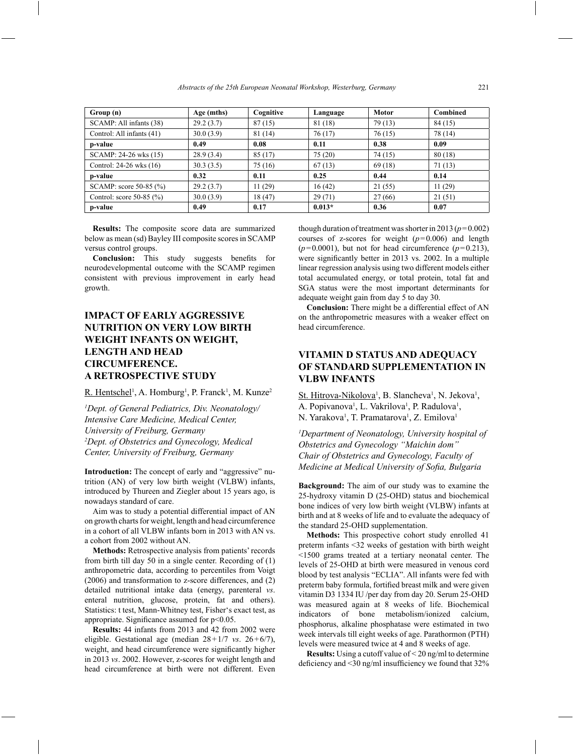| Group (n) | Age (mths) | Cognitive | Language | Motor | Combined |
|---|---|---|---|---|---|
| SCAMP: All infants (38) | 29.2 (3.7) | 87 (15) | 81 (18) | 79 (13) | 84 (15) |
| Control: All infants (41) | 30.0 (3.9) | 81 (14) | 76 (17) | 76 (15) | 78 (14) |
| **p-value** | **0.49** | **0.08** | **0.11** | **0.38** | **0.09** |
| SCAMP: 24-26 wks (15) | 28.9 (3.4) | 85 (17) | 75 (20) | 74 (15) | 80 (18) |
| Control: 24-26 wks (16) | 30.3 (3.5) | 75 (16) | 67 (13) | 69 (18) | 71 (13) |
| **p-value** | **0.32** | **0.11** | **0.25** | **0.44** | **0.14** |
| SCAMP: score 50-85 (%) | 29.2 (3.7) | 11 (29) | 16 (42) | 21 (55) | 11 (29) |
| Control: score 50-85 (%) | 30.0 (3.9) | 18 (47) | 29 (71) | 27 (66) | 21 (51) |
| **p-value** | **0.49** | **0.17** | **0.013*** | **0.36** | **0.07** |

**Results:** The composite score data are summarized below as mean (sd) Bayley III composite scores in SCAMP versus control groups.

**Conclusion:** This study suggests benefits for neurodevelopmental outcome with the SCAMP regimen consistent with previous improvement in early head growth.

## IMPACT OF EARLY AGGRESSIVE NUTRITION ON VERY LOW BIRTH WEIGHT INFANTS ON WEIGHT, LENGTH AND HEAD CIRCUMFERENCE. A RETROSPECTIVE STUDY

R. Hentschel[1], A. Homburg[1], P. Franck[1], M. Kunze[2]

*[1]Dept. of General Pediatrics, Div. Neonatology/ Intensive Care Medicine, Medical Center, University of Freiburg, Germany*
*[2]Dept. of Obstetrics and Gynecology, Medical Center, University of Freiburg, Germany*

**Introduction:** The concept of early and "aggressive" nutrition (AN) of very low birth weight (VLBW) infants, introduced by Thureen and Ziegler about 15 years ago, is nowadays standard of care.

Aim was to study a potential differential impact of AN on growth charts for weight, length and head circumference in a cohort of all VLBW infants born in 2013 with AN vs. a cohort from 2002 without AN.

**Methods:** Retrospective analysis from patients' records from birth till day 50 in a single center. Recording of (1) anthropometric data, according to percentiles from Voigt (2006) and transformation to z-score differences, and (2) detailed nutritional intake data (energy, parenteral *vs*. enteral nutrition, glucose, protein, fat and others). Statistics: t test, Mann-Whitney test, Fisher's exact test, as appropriate. Significance assumed for $p<0.05$.

**Results:** 44 infants from 2013 and 42 from 2002 were eligible. Gestational age (median 28+1/7 *vs*. 26+6/7), weight, and head circumference were significantly higher in 2013 *vs*. 2002. However, z-scores for weight length and head circumference at birth were not different. Even though duration of treatment was shorter in 2013 ($p=0.002$) courses of z-scores for weight ($p=0.006$) and length ($p=0.0001$), but not for head circumference ($p=0.213$), were significantly better in 2013 vs. 2002. In a multiple linear regression analysis using two different models either total accumulated energy, or total protein, total fat and SGA status were the most important determinants for adequate weight gain from day 5 to day 30.

**Conclusion:** There might be a differential effect of AN on the anthropometric measures with a weaker effect on head circumference.

## VITAMIN D STATUS AND ADEQUACY OF STANDARD SUPPLEMENTATION IN VLBW INFANTS

St. Hitrova-Nikolova[1], B. Slancheva[1], N. Jekova[1], A. Popivanova[1], L. Vakrilova[1], P. Radulova[1], N. Yarakova[1], T. Pramatarova[1], Z. Emilova[1]

*[1]Department of Neonatology, University hospital of Obstetrics and Gynecology "Maichin dom" Chair of Obstetrics and Gynecology, Faculty of Medicine at Medical University of Sofia, Bulgaria*

**Background:** The aim of our study was to examine the 25-hydroxy vitamin D (25-OHD) status and biochemical bone indices of very low birth weight (VLBW) infants at birth and at 8 weeks of life and to evaluate the adequacy of the standard 25-OHD supplementation.

**Methods:** This prospective cohort study enrolled 41 preterm infants <32 weeks of gestation with birth weight <1500 grams treated at a tertiary neonatal center. The levels of 25-OHD at birth were measured in venous cord blood by test analysis "ECLIA". All infants were fed with preterm baby formula, fortified breast milk and were given vitamin D3 1334 IU /per day from day 20. Serum 25-OHD was measured again at 8 weeks of life. Biochemical indicators of bone metabolism/ionized calcium, phosphorus, alkaline phosphatase were estimated in two week intervals till eight weeks of age. Parathormon (PTH) levels were measured twice at 4 and 8 weeks of age.

**Results:** Using a cutoff value of < 20 ng/ml to determine deficiency and <30 ng/ml insufficiency we found that 32%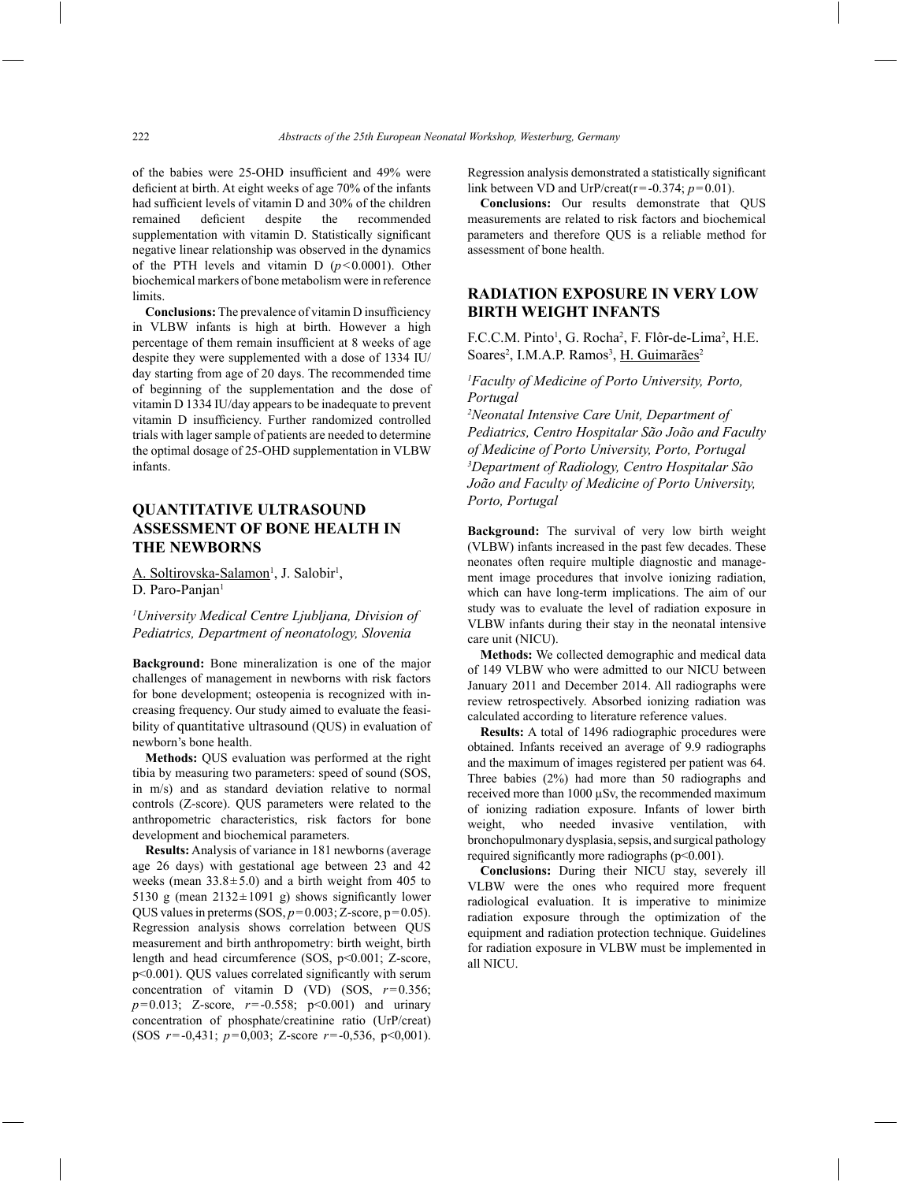of the babies were 25-OHD insufficient and 49% were deficient at birth. At eight weeks of age 70% of the infants had sufficient levels of vitamin D and 30% of the children remained deficient despite the recommended supplementation with vitamin D. Statistically significant negative linear relationship was observed in the dynamics of the PTH levels and vitamin D ($p<0.0001$). Other biochemical markers of bone metabolism were in reference limits.

**Conclusions:** The prevalence of vitamin D insufficiency in VLBW infants is high at birth. However a high percentage of them remain insufficient at 8 weeks of age despite they were supplemented with a dose of 1334 IU/day starting from age of 20 days. The recommended time of beginning of the supplementation and the dose of vitamin D 1334 IU/day appears to be inadequate to prevent vitamin D insufficiency. Further randomized controlled trials with lager sample of patients are needed to determine the optimal dosage of 25-OHD supplementation in VLBW infants.

## QUANTITATIVE ULTRASOUND ASSESSMENT OF BONE HEALTH IN THE NEWBORNS

A. Soltirovska-Salamon[1], J. Salobir[1], D. Paro-Panjan[1]

*[1]University Medical Centre Ljubljana, Division of Pediatrics, Department of neonatology, Slovenia*

**Background:** Bone mineralization is one of the major challenges of management in newborns with risk factors for bone development; osteopenia is recognized with increasing frequency. Our study aimed to evaluate the feasibility of quantitative ultrasound (QUS) in evaluation of newborn's bone health.

**Methods:** QUS evaluation was performed at the right tibia by measuring two parameters: speed of sound (SOS, in m/s) and as standard deviation relative to normal controls (Z-score). QUS parameters were related to the anthropometric characteristics, risk factors for bone development and biochemical parameters.

**Results:** Analysis of variance in 181 newborns (average age 26 days) with gestational age between 23 and 42 weeks (mean $33.8\pm5.0$) and a birth weight from 405 to 5130 g (mean $2132\pm1091$ g) shows significantly lower QUS values in preterms (SOS, $p=0.003$; Z-score, $p=0.05$). Regression analysis shows correlation between QUS measurement and birth anthropometry: birth weight, birth length and head circumference (SOS, $p<0.001$; Z-score, $p<0.001$). QUS values correlated significantly with serum concentration of vitamin D (VD) (SOS, $r=0.356$; $p=0.013$; Z-score, $r=-0.558$; $p<0.001$) and urinary concentration of phosphate/creatinine ratio (UrP/creat) (SOS $r=-0{,}431$; $p=0{,}003$; Z-score $r=-0{,}536$, $p<0{,}001$). Regression analysis demonstrated a statistically significant link between VD and UrP/creat($r=-0.374$; $p=0.01$).

**Conclusions:** Our results demonstrate that QUS measurements are related to risk factors and biochemical parameters and therefore QUS is a reliable method for assessment of bone health.

## RADIATION EXPOSURE IN VERY LOW BIRTH WEIGHT INFANTS

F.C.C.M. Pinto[1], G. Rocha[2], F. Flôr-de-Lima[2], H.E. Soares[2], I.M.A.P. Ramos[3], H. Guimarães[2]

*[1]Faculty of Medicine of Porto University, Porto, Portugal*
*[2]Neonatal Intensive Care Unit, Department of Pediatrics, Centro Hospitalar São João and Faculty of Medicine of Porto University, Porto, Portugal*
*[3]Department of Radiology, Centro Hospitalar São João and Faculty of Medicine of Porto University, Porto, Portugal*

**Background:** The survival of very low birth weight (VLBW) infants increased in the past few decades. These neonates often require multiple diagnostic and management image procedures that involve ionizing radiation, which can have long-term implications. The aim of our study was to evaluate the level of radiation exposure in VLBW infants during their stay in the neonatal intensive care unit (NICU).

**Methods:** We collected demographic and medical data of 149 VLBW who were admitted to our NICU between January 2011 and December 2014. All radiographs were review retrospectively. Absorbed ionizing radiation was calculated according to literature reference values.

**Results:** A total of 1496 radiographic procedures were obtained. Infants received an average of 9.9 radiographs and the maximum of images registered per patient was 64. Three babies (2%) had more than 50 radiographs and received more than 1000 µSv, the recommended maximum of ionizing radiation exposure. Infants of lower birth weight, who needed invasive ventilation, with bronchopulmonary dysplasia, sepsis, and surgical pathology required significantly more radiographs ($p<0.001$).

**Conclusions:** During their NICU stay, severely ill VLBW were the ones who required more frequent radiological evaluation. It is imperative to minimize radiation exposure through the optimization of the equipment and radiation protection technique. Guidelines for radiation exposure in VLBW must be implemented in all NICU.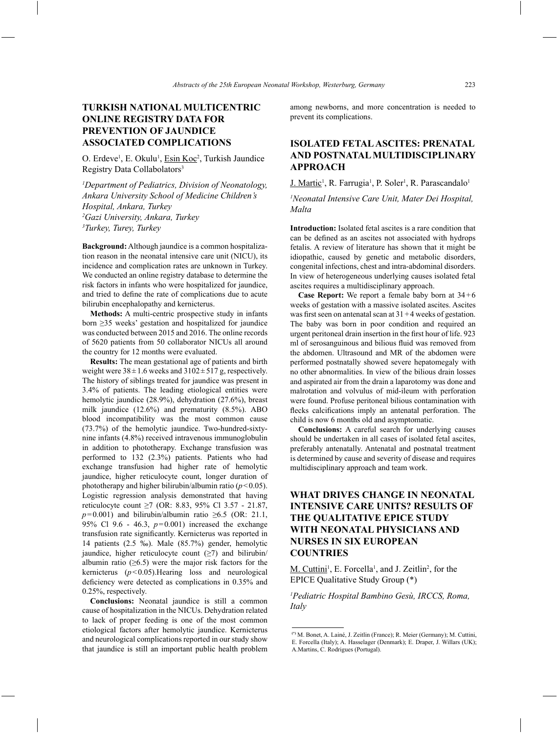## TURKISH NATIONAL MULTICENTRIC ONLINE REGISTRY DATA FOR PREVENTION OF JAUNDICE ASSOCIATED COMPLICATIONS

O. Erdeve[1], E. Okulu[1], Esin Koc[2], Turkish Jaundice Registry Data Collabolators[3]

*[1]Department of Pediatrics, Division of Neonatology, Ankara University School of Medicine Children's Hospital, Ankara, Turkey*
*[2]Gazi University, Ankara, Turkey*
*[3]Turkey, Turey, Turkey*

**Background:** Although jaundice is a common hospitalization reason in the neonatal intensive care unit (NICU), its incidence and complication rates are unknown in Turkey. We conducted an online registry database to determine the risk factors in infants who were hospitalized for jaundice, and tried to define the rate of complications due to acute bilirubin encephalopathy and kernicterus.

**Methods:** A multi-centric prospective study in infants born ≥35 weeks' gestation and hospitalized for jaundice was conducted between 2015 and 2016. The online records of 5620 patients from 50 collaborator NICUs all around the country for 12 months were evaluated.

**Results:** The mean gestational age of patients and birth weight were $38 \pm 1.6$ weeks and $3102 \pm 517$ g, respectively. The history of siblings treated for jaundice was present in 3.4% of patients. The leading etiological entities were hemolytic jaundice (28.9%), dehydration (27.6%), breast milk jaundice (12.6%) and prematurity (8.5%). ABO blood incompatibility was the most common cause (73.7%) of the hemolytic jaundice. Two-hundred-sixty-nine infants (4.8%) received intravenous immunoglobulin in addition to phototherapy. Exchange transfusion was performed to 132 (2.3%) patients. Patients who had exchange transfusion had higher rate of hemolytic jaundice, higher reticulocyte count, longer duration of phototherapy and higher bilirubin/albumin ratio ($p < 0.05$). Logistic regression analysis demonstrated that having reticulocyte count ≥7 (OR: 8.83, 95% Cl 3.57 - 21.87, $p = 0.001$) and bilirubin/albumin ratio ≥6.5 (OR: 21.1, 95% Cl 9.6 - 46.3, $p = 0.001$) increased the exchange transfusion rate significantly. Kernicterus was reported in 14 patients (2.5 ‰). Male (85.7%) gender, hemolytic jaundice, higher reticulocyte count (≥7) and bilirubin/albumin ratio (≥6.5) were the major risk factors for the kernicterus ($p < 0.05$).Hearing loss and neurological deficiency were detected as complications in 0.35% and 0.25%, respectively.

**Conclusions:** Neonatal jaundice is still a common cause of hospitalization in the NICUs. Dehydration related to lack of proper feeding is one of the most common etiological factors after hemolytic jaundice. Kernicterus and neurological complications reported in our study show that jaundice is still an important public health problem among newborns, and more concentration is needed to prevent its complications.

## ISOLATED FETAL ASCITES: PRENATAL AND POSTNATAL MULTIDISCIPLINARY APPROACH

J. Martic[1], R. Farrugia[1], P. Soler[1], R. Parascandalo[1]

*[1]Neonatal Intensive Care Unit, Mater Dei Hospital, Malta*

**Introduction:** Isolated fetal ascites is a rare condition that can be defined as an ascites not associated with hydrops fetalis. A review of literature has shown that it might be idiopathic, caused by genetic and metabolic disorders, congenital infections, chest and intra-abdominal disorders. In view of heterogeneous underlying causes isolated fetal ascites requires a multidisciplinary approach.

**Case Report:** We report a female baby born at 34 + 6 weeks of gestation with a massive isolated ascites. Ascites was first seen on antenatal scan at 31 + 4 weeks of gestation. The baby was born in poor condition and required an urgent peritoneal drain insertion in the first hour of life. 923 ml of serosanguinous and bilious fluid was removed from the abdomen. Ultrasound and MR of the abdomen were performed postnatally showed severe hepatomegaly with no other abnormalities. In view of the bilious drain losses and aspirated air from the drain a laparotomy was done and malrotation and volvulus of mid-ileum with perforation were found. Profuse peritoneal bilious contamination with flecks calcifications imply an antenatal perforation. The child is now 6 months old and asymptomatic.

**Conclusions:** A careful search for underlying causes should be undertaken in all cases of isolated fetal ascites, preferably antenatally. Antenatal and postnatal treatment is determined by cause and severity of disease and requires multidisciplinary approach and team work.

## WHAT DRIVES CHANGE IN NEONATAL INTENSIVE CARE UNITS? RESULTS OF THE QUALITATIVE EPICE STUDY WITH NEONATAL PHYSICIANS AND NURSES IN SIX EUROPEAN COUNTRIES

M. Cuttini[1], E. Forcella[1], and J. Zeitlin[2], for the EPICE Qualitative Study Group (*)

*[1]Pediatric Hospital Bambino Gesù, IRCCS, Roma, Italy*

(*) M. Bonet, A. Lainé, J. Zeitlin (France); R. Meier (Germany); M. Cuttini, E. Forcella (Italy); A. Hasselager (Denmark); E. Draper, J. Willars (UK); A.Martins, C. Rodrigues (Portugal).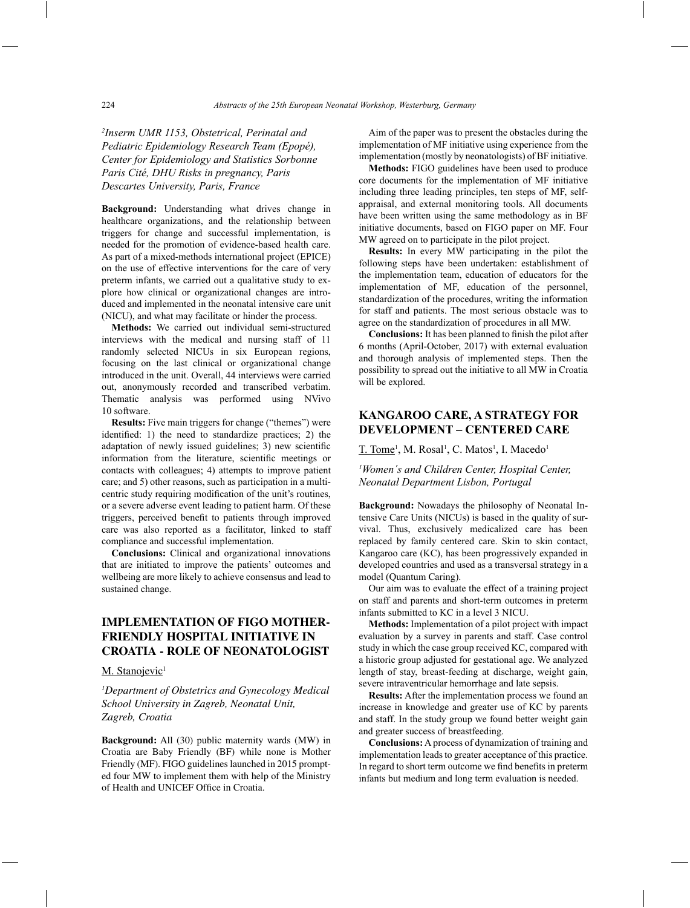*[2]Inserm UMR 1153, Obstetrical, Perinatal and Pediatric Epidemiology Research Team (Epopé), Center for Epidemiology and Statistics Sorbonne Paris Cité, DHU Risks in pregnancy, Paris Descartes University, Paris, France*

**Background:** Understanding what drives change in healthcare organizations, and the relationship between triggers for change and successful implementation, is needed for the promotion of evidence-based health care. As part of a mixed-methods international project (EPICE) on the use of effective interventions for the care of very preterm infants, we carried out a qualitative study to explore how clinical or organizational changes are introduced and implemented in the neonatal intensive care unit (NICU), and what may facilitate or hinder the process.

**Methods:** We carried out individual semi-structured interviews with the medical and nursing staff of 11 randomly selected NICUs in six European regions, focusing on the last clinical or organizational change introduced in the unit. Overall, 44 interviews were carried out, anonymously recorded and transcribed verbatim. Thematic analysis was performed using NVivo 10 software.

**Results:** Five main triggers for change ("themes") were identified: 1) the need to standardize practices; 2) the adaptation of newly issued guidelines; 3) new scientific information from the literature, scientific meetings or contacts with colleagues; 4) attempts to improve patient care; and 5) other reasons, such as participation in a multicentric study requiring modification of the unit's routines, or a severe adverse event leading to patient harm. Of these triggers, perceived benefit to patients through improved care was also reported as a facilitator, linked to staff compliance and successful implementation.

**Conclusions:** Clinical and organizational innovations that are initiated to improve the patients' outcomes and wellbeing are more likely to achieve consensus and lead to sustained change.

## IMPLEMENTATION OF FIGO MOTHER-FRIENDLY HOSPITAL INITIATIVE IN CROATIA - ROLE OF NEONATOLOGIST

M. Stanojevic[1]

*[1]Department of Obstetrics and Gynecology Medical School University in Zagreb, Neonatal Unit, Zagreb, Croatia*

**Background:** All (30) public maternity wards (MW) in Croatia are Baby Friendly (BF) while none is Mother Friendly (MF). FIGO guidelines launched in 2015 prompted four MW to implement them with help of the Ministry of Health and UNICEF Office in Croatia.

Aim of the paper was to present the obstacles during the implementation of MF initiative using experience from the implementation (mostly by neonatologists) of BF initiative.

**Methods:** FIGO guidelines have been used to produce core documents for the implementation of MF initiative including three leading principles, ten steps of MF, self-appraisal, and external monitoring tools. All documents have been written using the same methodology as in BF initiative documents, based on FIGO paper on MF. Four MW agreed on to participate in the pilot project.

**Results:** In every MW participating in the pilot the following steps have been undertaken: establishment of the implementation team, education of educators for the implementation of MF, education of the personnel, standardization of the procedures, writing the information for staff and patients. The most serious obstacle was to agree on the standardization of procedures in all MW.

**Conclusions:** It has been planned to finish the pilot after 6 months (April-October, 2017) with external evaluation and thorough analysis of implemented steps. Then the possibility to spread out the initiative to all MW in Croatia will be explored.

## KANGAROO CARE, A STRATEGY FOR DEVELOPMENT – CENTERED CARE

T. Tome[1], M. Rosal[1], C. Matos[1], I. Macedo[1]

*[1]Women´s and Children Center, Hospital Center, Neonatal Department Lisbon, Portugal*

**Background:** Nowadays the philosophy of Neonatal Intensive Care Units (NICUs) is based in the quality of survival. Thus, exclusively medicalized care has been replaced by family centered care. Skin to skin contact, Kangaroo care (KC), has been progressively expanded in developed countries and used as a transversal strategy in a model (Quantum Caring).

Our aim was to evaluate the effect of a training project on staff and parents and short-term outcomes in preterm infants submitted to KC in a level 3 NICU.

**Methods:** Implementation of a pilot project with impact evaluation by a survey in parents and staff. Case control study in which the case group received KC, compared with a historic group adjusted for gestational age. We analyzed length of stay, breast-feeding at discharge, weight gain, severe intraventricular hemorrhage and late sepsis.

**Results:** After the implementation process we found an increase in knowledge and greater use of KC by parents and staff. In the study group we found better weight gain and greater success of breastfeeding.

**Conclusions:** A process of dynamization of training and implementation leads to greater acceptance of this practice. In regard to short term outcome we find benefits in preterm infants but medium and long term evaluation is needed.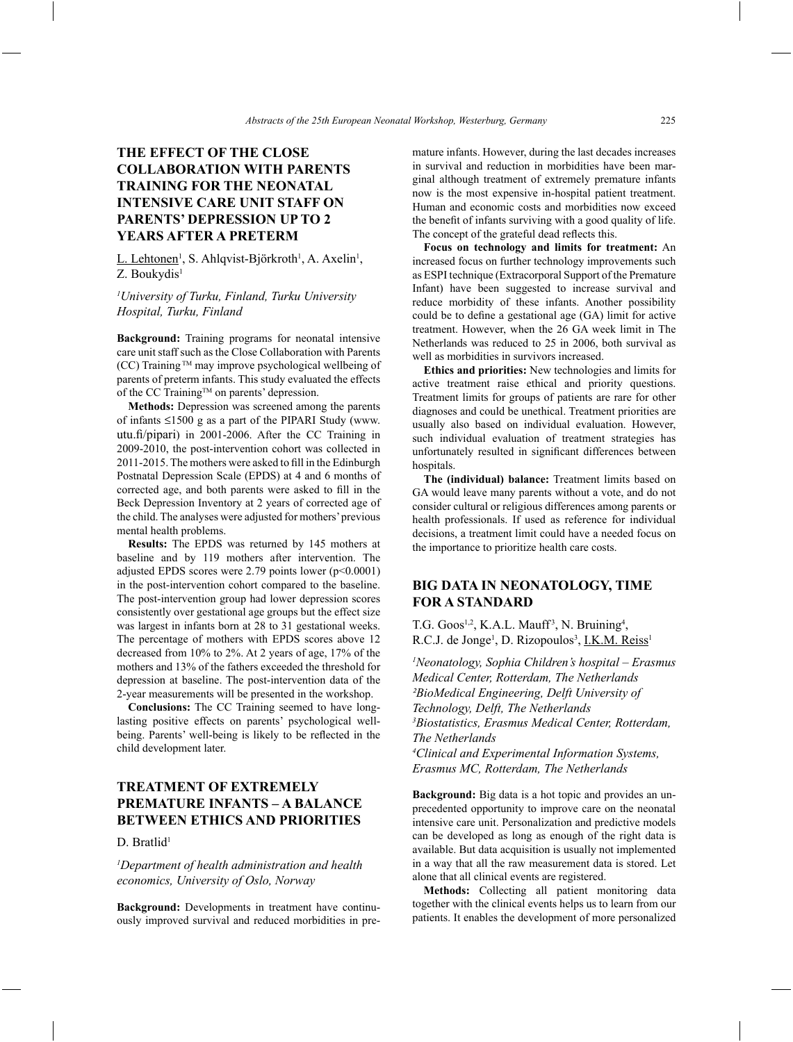## THE EFFECT OF THE CLOSE COLLABORATION WITH PARENTS TRAINING FOR THE NEONATAL INTENSIVE CARE UNIT STAFF ON PARENTS' DEPRESSION UP TO 2 YEARS AFTER A PRETERM

L. Lehtonen[1], S. Ahlqvist-Björkroth[1], A. Axelin[1], Z. Boukydis[1]

*[1]University of Turku, Finland, Turku University Hospital, Turku, Finland*

**Background:** Training programs for neonatal intensive care unit staff such as the Close Collaboration with Parents (CC) Training ™ may improve psychological wellbeing of parents of preterm infants. This study evaluated the effects of the CC Training™ on parents' depression.

**Methods:** Depression was screened among the parents of infants ≤1500 g as a part of the PIPARI Study (www.utu.fi/pipari) in 2001-2006. After the CC Training in 2009-2010, the post-intervention cohort was collected in 2011-2015. The mothers were asked to fill in the Edinburgh Postnatal Depression Scale (EPDS) at 4 and 6 months of corrected age, and both parents were asked to fill in the Beck Depression Inventory at 2 years of corrected age of the child. The analyses were adjusted for mothers' previous mental health problems.

**Results:** The EPDS was returned by 145 mothers at baseline and by 119 mothers after intervention. The adjusted EPDS scores were 2.79 points lower ($p<0.0001$) in the post-intervention cohort compared to the baseline. The post-intervention group had lower depression scores consistently over gestational age groups but the effect size was largest in infants born at 28 to 31 gestational weeks. The percentage of mothers with EPDS scores above 12 decreased from 10% to 2%. At 2 years of age, 17% of the mothers and 13% of the fathers exceeded the threshold for depression at baseline. The post-intervention data of the 2-year measurements will be presented in the workshop.

**Conclusions:** The CC Training seemed to have long-lasting positive effects on parents' psychological well-being. Parents' well-being is likely to be reflected in the child development later.

## TREATMENT OF EXTREMELY PREMATURE INFANTS – A BALANCE BETWEEN ETHICS AND PRIORITIES

D. Bratlid[1]

*[1]Department of health administration and health economics, University of Oslo, Norway*

**Background:** Developments in treatment have continuously improved survival and reduced morbidities in premature infants. However, during the last decades increases in survival and reduction in morbidities have been marginal although treatment of extremely premature infants now is the most expensive in-hospital patient treatment. Human and economic costs and morbidities now exceed the benefit of infants surviving with a good quality of life. The concept of the grateful dead reflects this.

**Focus on technology and limits for treatment:** An increased focus on further technology improvements such as ESPI technique (Extracorporal Support of the Premature Infant) have been suggested to increase survival and reduce morbidity of these infants. Another possibility could be to define a gestational age (GA) limit for active treatment. However, when the 26 GA week limit in The Netherlands was reduced to 25 in 2006, both survival as well as morbidities in survivors increased.

**Ethics and priorities:** New technologies and limits for active treatment raise ethical and priority questions. Treatment limits for groups of patients are rare for other diagnoses and could be unethical. Treatment priorities are usually also based on individual evaluation. However, such individual evaluation of treatment strategies has unfortunately resulted in significant differences between hospitals.

**The (individual) balance:** Treatment limits based on GA would leave many parents without a vote, and do not consider cultural or religious differences among parents or health professionals. If used as reference for individual decisions, a treatment limit could have a needed focus on the importance to prioritize health care costs.

## BIG DATA IN NEONATOLOGY, TIME FOR A STANDARD

T.G. Goos[1,2], K.A.L. Mauff[3], N. Bruining[4], R.C.J. de Jonge[1], D. Rizopoulos[3], I.K.M. Reiss[1]

*[1]Neonatology, Sophia Children's hospital – Erasmus Medical Center, Rotterdam, The Netherlands*
*[2]BioMedical Engineering, Delft University of Technology, Delft, The Netherlands*
*[3]Biostatistics, Erasmus Medical Center, Rotterdam, The Netherlands*
*[4]Clinical and Experimental Information Systems, Erasmus MC, Rotterdam, The Netherlands*

**Background:** Big data is a hot topic and provides an unprecedented opportunity to improve care on the neonatal intensive care unit. Personalization and predictive models can be developed as long as enough of the right data is available. But data acquisition is usually not implemented in a way that all the raw measurement data is stored. Let alone that all clinical events are registered.

**Methods:** Collecting all patient monitoring data together with the clinical events helps us to learn from our patients. It enables the development of more personalized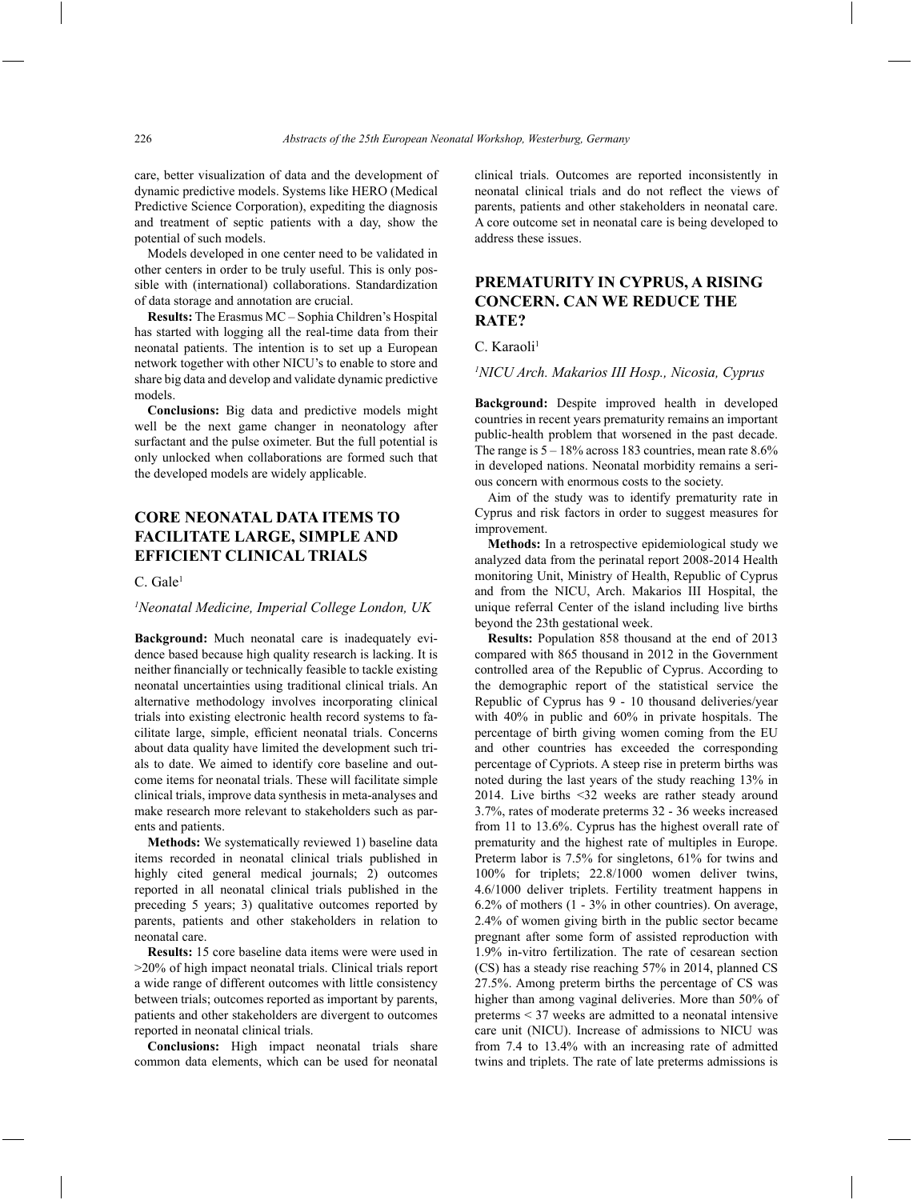care, better visualization of data and the development of dynamic predictive models. Systems like HERO (Medical Predictive Science Corporation), expediting the diagnosis and treatment of septic patients with a day, show the potential of such models.

Models developed in one center need to be validated in other centers in order to be truly useful. This is only possible with (international) collaborations. Standardization of data storage and annotation are crucial.

**Results:** The Erasmus MC – Sophia Children's Hospital has started with logging all the real-time data from their neonatal patients. The intention is to set up a European network together with other NICU's to enable to store and share big data and develop and validate dynamic predictive models.

**Conclusions:** Big data and predictive models might well be the next game changer in neonatology after surfactant and the pulse oximeter. But the full potential is only unlocked when collaborations are formed such that the developed models are widely applicable.

## CORE NEONATAL DATA ITEMS TO FACILITATE LARGE, SIMPLE AND EFFICIENT CLINICAL TRIALS

C. Gale[1]

*[1]Neonatal Medicine, Imperial College London, UK*

**Background:** Much neonatal care is inadequately evidence based because high quality research is lacking. It is neither financially or technically feasible to tackle existing neonatal uncertainties using traditional clinical trials. An alternative methodology involves incorporating clinical trials into existing electronic health record systems to facilitate large, simple, efficient neonatal trials. Concerns about data quality have limited the development such trials to date. We aimed to identify core baseline and outcome items for neonatal trials. These will facilitate simple clinical trials, improve data synthesis in meta-analyses and make research more relevant to stakeholders such as parents and patients.

**Methods:** We systematically reviewed 1) baseline data items recorded in neonatal clinical trials published in highly cited general medical journals; 2) outcomes reported in all neonatal clinical trials published in the preceding 5 years; 3) qualitative outcomes reported by parents, patients and other stakeholders in relation to neonatal care.

**Results:** 15 core baseline data items were were used in >20% of high impact neonatal trials. Clinical trials report a wide range of different outcomes with little consistency between trials; outcomes reported as important by parents, patients and other stakeholders are divergent to outcomes reported in neonatal clinical trials.

**Conclusions:** High impact neonatal trials share common data elements, which can be used for neonatal clinical trials. Outcomes are reported inconsistently in neonatal clinical trials and do not reflect the views of parents, patients and other stakeholders in neonatal care. A core outcome set in neonatal care is being developed to address these issues.

## PREMATURITY IN CYPRUS, A RISING CONCERN. CAN WE REDUCE THE RATE?

C. Karaoli[1]

*[1]NICU Arch. Makarios III Hosp., Nicosia, Cyprus*

**Background:** Despite improved health in developed countries in recent years prematurity remains an important public-health problem that worsened in the past decade. The range is 5 – 18% across 183 countries, mean rate 8.6% in developed nations. Neonatal morbidity remains a serious concern with enormous costs to the society.

Aim of the study was to identify prematurity rate in Cyprus and risk factors in order to suggest measures for improvement.

**Methods:** In a retrospective epidemiological study we analyzed data from the perinatal report 2008-2014 Health monitoring Unit, Ministry of Health, Republic of Cyprus and from the NICU, Arch. Makarios III Hospital, the unique referral Center of the island including live births beyond the 23th gestational week.

**Results:** Population 858 thousand at the end of 2013 compared with 865 thousand in 2012 in the Government controlled area of the Republic of Cyprus. According to the demographic report of the statistical service the Republic of Cyprus has 9 - 10 thousand deliveries/year with 40% in public and 60% in private hospitals. The percentage of birth giving women coming from the EU and other countries has exceeded the corresponding percentage of Cypriots. A steep rise in preterm births was noted during the last years of the study reaching 13% in 2014. Live births <32 weeks are rather steady around 3.7%, rates of moderate preterms 32 - 36 weeks increased from 11 to 13.6%. Cyprus has the highest overall rate of prematurity and the highest rate of multiples in Europe. Preterm labor is 7.5% for singletons, 61% for twins and 100% for triplets; 22.8/1000 women deliver twins, 4.6/1000 deliver triplets. Fertility treatment happens in 6.2% of mothers (1 - 3% in other countries). On average, 2.4% of women giving birth in the public sector became pregnant after some form of assisted reproduction with 1.9% in-vitro fertilization. The rate of cesarean section (CS) has a steady rise reaching 57% in 2014, planned CS 27.5%. Among preterm births the percentage of CS was higher than among vaginal deliveries. More than 50% of preterms < 37 weeks are admitted to a neonatal intensive care unit (NICU). Increase of admissions to NICU was from 7.4 to 13.4% with an increasing rate of admitted twins and triplets. The rate of late preterms admissions is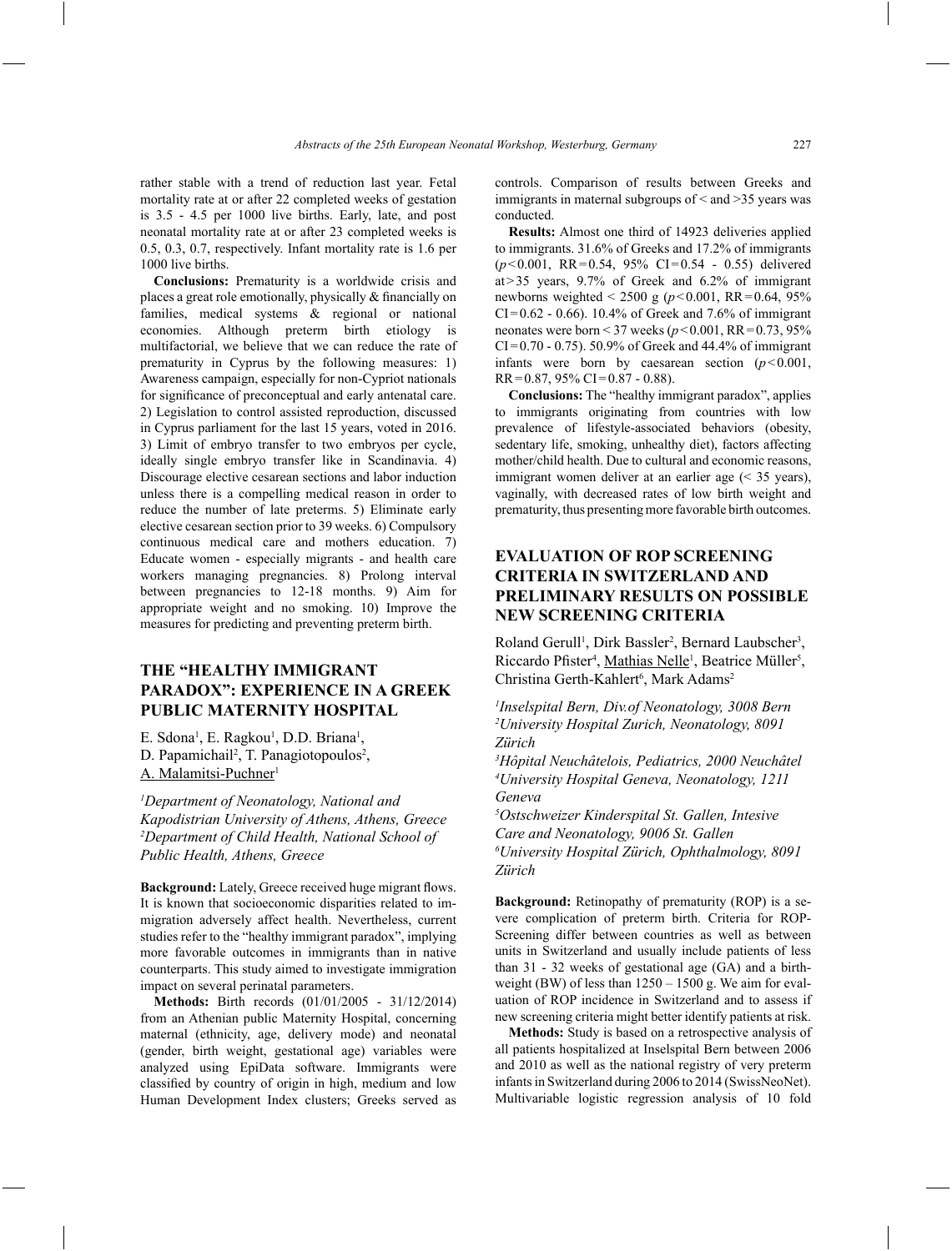rather stable with a trend of reduction last year. Fetal mortality rate at or after 22 completed weeks of gestation is 3.5 - 4.5 per 1000 live births. Early, late, and post neonatal mortality rate at or after 23 completed weeks is 0.5, 0.3, 0.7, respectively. Infant mortality rate is 1.6 per 1000 live births.

**Conclusions:** Prematurity is a worldwide crisis and places a great role emotionally, physically & financially on families, medical systems & regional or national economies. Although preterm birth etiology is multifactorial, we believe that we can reduce the rate of prematurity in Cyprus by the following measures: 1) Awareness campaign, especially for non-Cypriot nationals for significance of preconceptual and early antenatal care. 2) Legislation to control assisted reproduction, discussed in Cyprus parliament for the last 15 years, voted in 2016. 3) Limit of embryo transfer to two embryos per cycle, ideally single embryo transfer like in Scandinavia. 4) Discourage elective cesarean sections and labor induction unless there is a compelling medical reason in order to reduce the number of late preterms. 5) Eliminate early elective cesarean section prior to 39 weeks. 6) Compulsory continuous medical care and mothers education. 7) Educate women - especially migrants - and health care workers managing pregnancies. 8) Prolong interval between pregnancies to 12-18 months. 9) Aim for appropriate weight and no smoking. 10) Improve the measures for predicting and preventing preterm birth.

## THE "HEALTHY IMMIGRANT PARADOX": EXPERIENCE IN A GREEK PUBLIC MATERNITY HOSPITAL

E. Sdona[1], E. Ragkou[1], D.D. Briana[1], D. Papamichail[2], T. Panagiotopoulos[2], A. Malamitsi-Puchner[1]

*[1]Department of Neonatology, National and Kapodistrian University of Athens, Athens, Greece*
*[2]Department of Child Health, National School of Public Health, Athens, Greece*

**Background:** Lately, Greece received huge migrant flows. It is known that socioeconomic disparities related to immigration adversely affect health. Nevertheless, current studies refer to the "healthy immigrant paradox", implying more favorable outcomes in immigrants than in native counterparts. This study aimed to investigate immigration impact on several perinatal parameters.

**Methods:** Birth records (01/01/2005 - 31/12/2014) from an Athenian public Maternity Hospital, concerning maternal (ethnicity, age, delivery mode) and neonatal (gender, birth weight, gestational age) variables were analyzed using EpiData software. Immigrants were classified by country of origin in high, medium and low Human Development Index clusters; Greeks served as controls. Comparison of results between Greeks and immigrants in maternal subgroups of < and >35 years was conducted.

**Results:** Almost one third of 14923 deliveries applied to immigrants. 31.6% of Greeks and 17.2% of immigrants ($p<0.001$, RR=0.54, 95% CI=0.54 - 0.55) delivered at >35 years, 9.7% of Greek and 6.2% of immigrant newborns weighted < 2500 g ($p<0.001$, RR=0.64, 95% CI=0.62 - 0.66). 10.4% of Greek and 7.6% of immigrant neonates were born < 37 weeks ($p<0.001$, RR=0.73, 95% CI=0.70 - 0.75). 50.9% of Greek and 44.4% of immigrant infants were born by caesarean section ($p<0.001$, RR=0.87, 95% CI=0.87 - 0.88).

**Conclusions:** The "healthy immigrant paradox", applies to immigrants originating from countries with low prevalence of lifestyle-associated behaviors (obesity, sedentary life, smoking, unhealthy diet), factors affecting mother/child health. Due to cultural and economic reasons, immigrant women deliver at an earlier age (< 35 years), vaginally, with decreased rates of low birth weight and prematurity, thus presenting more favorable birth outcomes.

## EVALUATION OF ROP SCREENING CRITERIA IN SWITZERLAND AND PRELIMINARY RESULTS ON POSSIBLE NEW SCREENING CRITERIA

Roland Gerull[1], Dirk Bassler[2], Bernard Laubscher[3], Riccardo Pfister[4], Mathias Nelle[1], Beatrice Müller[5], Christina Gerth-Kahlert[6], Mark Adams[2]

*[1]Inselspital Bern, Div.of Neonatology, 3008 Bern*
*[2]University Hospital Zurich, Neonatology, 8091 Zürich*
*[3]Hôpital Neuchâtelois, Pediatrics, 2000 Neuchâtel*
*[4]University Hospital Geneva, Neonatology, 1211 Geneva*
*[5]Ostschweizer Kinderspital St. Gallen, Intesive Care and Neonatology, 9006 St. Gallen*
*[6]University Hospital Zürich, Ophthalmology, 8091 Zürich*

**Background:** Retinopathy of prematurity (ROP) is a severe complication of preterm birth. Criteria for ROP-Screening differ between countries as well as between units in Switzerland and usually include patients of less than 31 - 32 weeks of gestational age (GA) and a birthweight (BW) of less than 1250 – 1500 g. We aim for evaluation of ROP incidence in Switzerland and to assess if new screening criteria might better identify patients at risk.

**Methods:** Study is based on a retrospective analysis of all patients hospitalized at Inselspital Bern between 2006 and 2010 as well as the national registry of very preterm infants in Switzerland during 2006 to 2014 (SwissNeoNet). Multivariable logistic regression analysis of 10 fold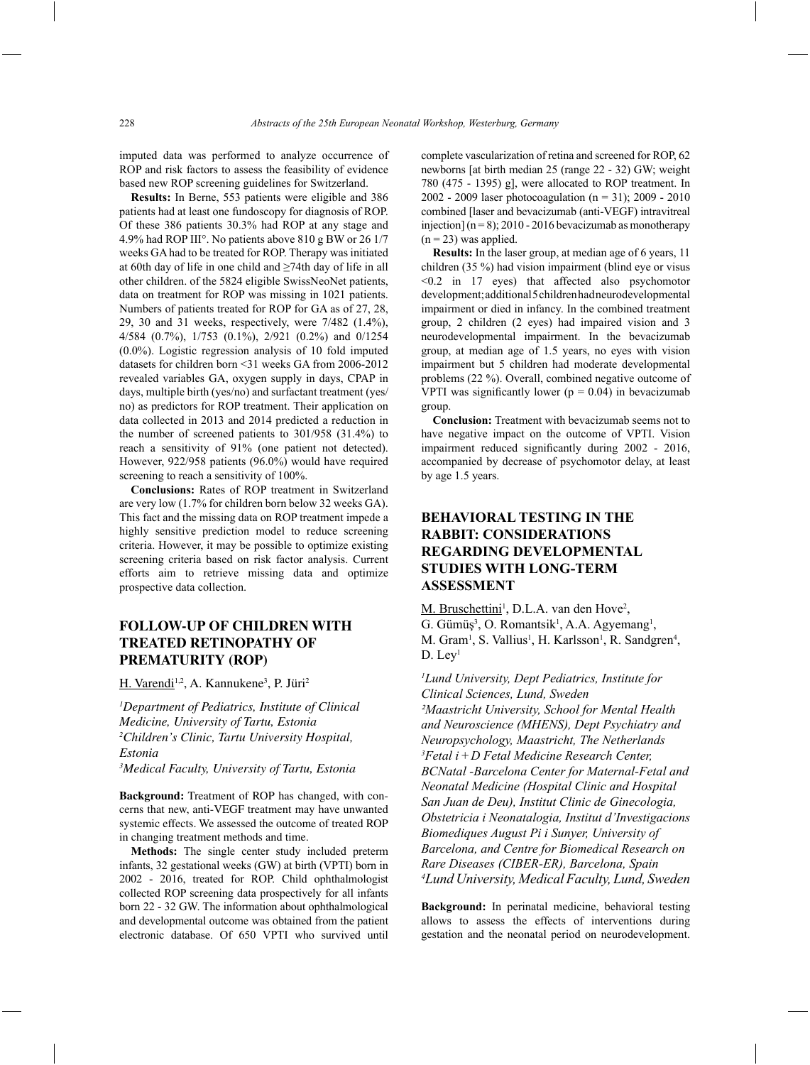imputed data was performed to analyze occurrence of ROP and risk factors to assess the feasibility of evidence based new ROP screening guidelines for Switzerland.

**Results:** In Berne, 553 patients were eligible and 386 patients had at least one fundoscopy for diagnosis of ROP. Of these 386 patients 30.3% had ROP at any stage and 4.9% had ROP III°. No patients above 810 g BW or 26 1/7 weeks GA had to be treated for ROP. Therapy was initiated at 60th day of life in one child and ≥74th day of life in all other children. of the 5824 eligible SwissNeoNet patients, data on treatment for ROP was missing in 1021 patients. Numbers of patients treated for ROP for GA as of 27, 28, 29, 30 and 31 weeks, respectively, were 7/482 (1.4%), 4/584 (0.7%), 1/753 (0.1%), 2/921 (0.2%) and 0/1254 (0.0%). Logistic regression analysis of 10 fold imputed datasets for children born <31 weeks GA from 2006-2012 revealed variables GA, oxygen supply in days, CPAP in days, multiple birth (yes/no) and surfactant treatment (yes/no) as predictors for ROP treatment. Their application on data collected in 2013 and 2014 predicted a reduction in the number of screened patients to 301/958 (31.4%) to reach a sensitivity of 91% (one patient not detected). However, 922/958 patients (96.0%) would have required screening to reach a sensitivity of 100%.

**Conclusions:** Rates of ROP treatment in Switzerland are very low (1.7% for children born below 32 weeks GA). This fact and the missing data on ROP treatment impede a highly sensitive prediction model to reduce screening criteria. However, it may be possible to optimize existing screening criteria based on risk factor analysis. Current efforts aim to retrieve missing data and optimize prospective data collection.

## FOLLOW-UP OF CHILDREN WITH TREATED RETINOPATHY OF PREMATURITY (ROP)

H. Varendi[1,2], A. Kannukene[3], P. Jüri[2]

*[1]Department of Pediatrics, Institute of Clinical Medicine, University of Tartu, Estonia*
*[2]Children's Clinic, Tartu University Hospital, Estonia*
*[3]Medical Faculty, University of Tartu, Estonia*

**Background:** Treatment of ROP has changed, with concerns that new, anti-VEGF treatment may have unwanted systemic effects. We assessed the outcome of treated ROP in changing treatment methods and time.

**Methods:** The single center study included preterm infants, 32 gestational weeks (GW) at birth (VPTI) born in 2002 - 2016, treated for ROP. Child ophthalmologist collected ROP screening data prospectively for all infants born 22 - 32 GW. The information about ophthalmological and developmental outcome was obtained from the patient electronic database. Of 650 VPTI who survived until complete vascularization of retina and screened for ROP, 62 newborns [at birth median 25 (range 22 - 32) GW; weight 780 (475 - 1395) g], were allocated to ROP treatment. In 2002 - 2009 laser photocoagulation (n = 31); 2009 - 2010 combined [laser and bevacizumab (anti-VEGF) intravitreal injection] (n = 8); 2010 - 2016 bevacizumab as monotherapy (n = 23) was applied.

**Results:** In the laser group, at median age of 6 years, 11 children (35 %) had vision impairment (blind eye or visus <0.2 in 17 eyes) that affected also psychomotor development; additional 5 children had neurodevelopmental impairment or died in infancy. In the combined treatment group, 2 children (2 eyes) had impaired vision and 3 neurodevelopmental impairment. In the bevacizumab group, at median age of 1.5 years, no eyes with vision impairment but 5 children had moderate developmental problems (22 %). Overall, combined negative outcome of VPTI was significantly lower (p = 0.04) in bevacizumab group.

**Conclusion:** Treatment with bevacizumab seems not to have negative impact on the outcome of VPTI. Vision impairment reduced significantly during 2002 - 2016, accompanied by decrease of psychomotor delay, at least by age 1.5 years.

## BEHAVIORAL TESTING IN THE RABBIT: CONSIDERATIONS REGARDING DEVELOPMENTAL STUDIES WITH LONG-TERM ASSESSMENT

M. Bruschettini[1], D.L.A. van den Hove[2], G. Gümüş[3], O. Romantsik[1], A.A. Agyemang[1], M. Gram[1], S. Vallius[1], H. Karlsson[1], R. Sandgren[4], D. Ley[1]

*[1]Lund University, Dept Pediatrics, Institute for Clinical Sciences, Lund, Sweden*
*[2]Maastricht University, School for Mental Health and Neuroscience (MHENS), Dept Psychiatry and Neuropsychology, Maastricht, The Netherlands*
*[3]Fetal i + D Fetal Medicine Research Center, BCNatal -Barcelona Center for Maternal-Fetal and Neonatal Medicine (Hospital Clinic and Hospital San Juan de Deu), Institut Clinic de Ginecologia, Obstetricia i Neonatalogia, Institut d'Investigacions Biomediques August Pi i Sunyer, University of Barcelona, and Centre for Biomedical Research on Rare Diseases (CIBER-ER), Barcelona, Spain*
*[4]Lund University, Medical Faculty, Lund, Sweden*

**Background:** In perinatal medicine, behavioral testing allows to assess the effects of interventions during gestation and the neonatal period on neurodevelopment.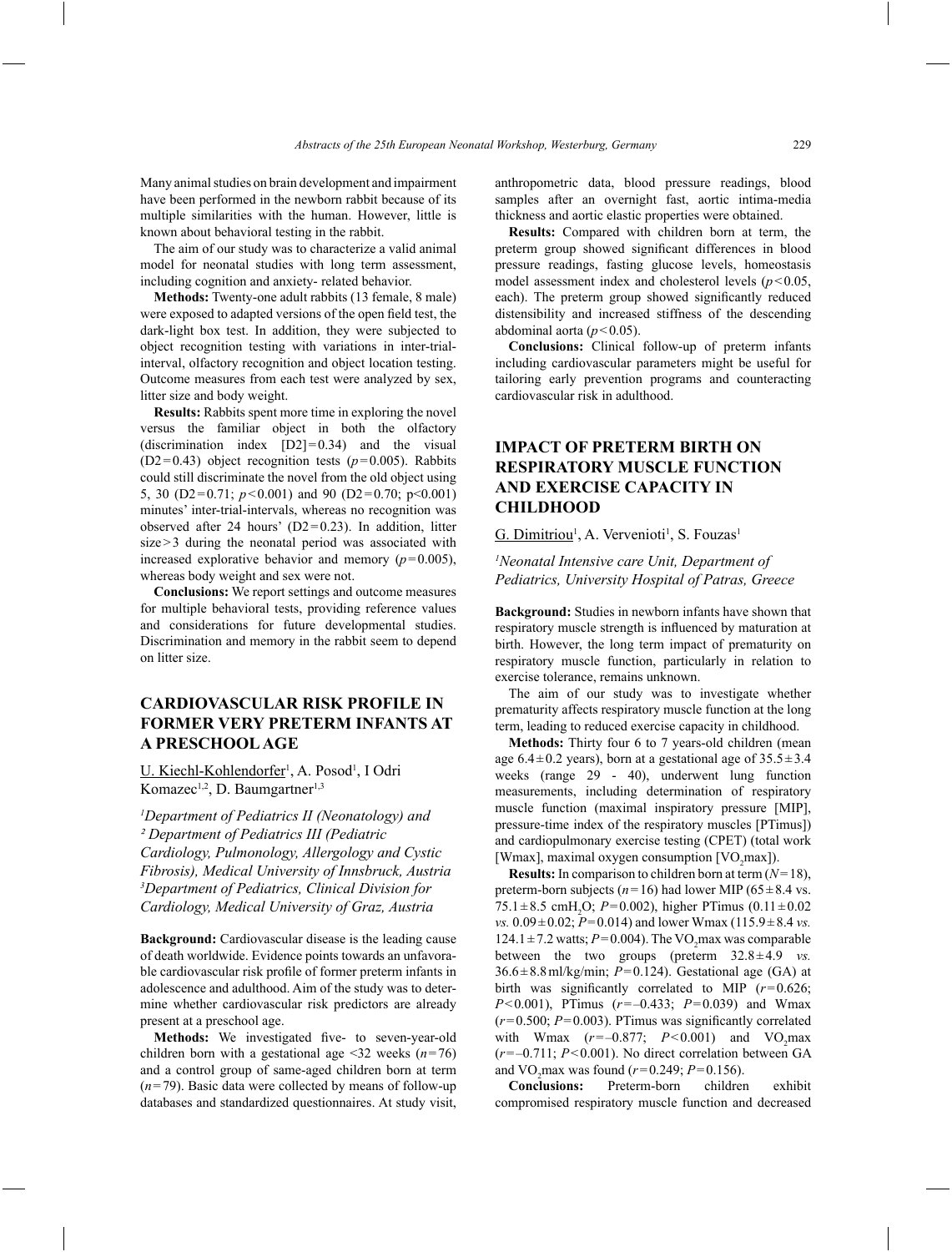Many animal studies on brain development and impairment have been performed in the newborn rabbit because of its multiple similarities with the human. However, little is known about behavioral testing in the rabbit.

The aim of our study was to characterize a valid animal model for neonatal studies with long term assessment, including cognition and anxiety- related behavior.

**Methods:** Twenty-one adult rabbits (13 female, 8 male) were exposed to adapted versions of the open field test, the dark-light box test. In addition, they were subjected to object recognition testing with variations in inter-trial-interval, olfactory recognition and object location testing. Outcome measures from each test were analyzed by sex, litter size and body weight.

**Results:** Rabbits spent more time in exploring the novel versus the familiar object in both the olfactory (discrimination index [D2] = 0.34) and the visual (D2 = 0.43) object recognition tests ($p$ = 0.005). Rabbits could still discriminate the novel from the old object using 5, 30 (D2 = 0.71; $p$ < 0.001) and 90 (D2 = 0.70; p<0.001) minutes' inter-trial-intervals, whereas no recognition was observed after 24 hours' (D2 = 0.23). In addition, litter size > 3 during the neonatal period was associated with increased explorative behavior and memory ($p$ = 0.005), whereas body weight and sex were not.

**Conclusions:** We report settings and outcome measures for multiple behavioral tests, providing reference values and considerations for future developmental studies. Discrimination and memory in the rabbit seem to depend on litter size.

## CARDIOVASCULAR RISK PROFILE IN FORMER VERY PRETERM INFANTS AT A PRESCHOOL AGE

U. Kiechl-Kohlendorfer[1], A. Posod[1], I Odri Komazec[1,2], D. Baumgartner[1,3]

*[1]Department of Pediatrics II (Neonatology) and [2] Department of Pediatrics III (Pediatric Cardiology, Pulmonology, Allergology and Cystic Fibrosis), Medical University of Innsbruck, Austria [3]Department of Pediatrics, Clinical Division for Cardiology, Medical University of Graz, Austria*

**Background:** Cardiovascular disease is the leading cause of death worldwide. Evidence points towards an unfavorable cardiovascular risk profile of former preterm infants in adolescence and adulthood. Aim of the study was to determine whether cardiovascular risk predictors are already present at a preschool age.

**Methods:** We investigated five- to seven-year-old children born with a gestational age <32 weeks ($n$ = 76) and a control group of same-aged children born at term ($n$ = 79). Basic data were collected by means of follow-up databases and standardized questionnaires. At study visit, anthropometric data, blood pressure readings, blood samples after an overnight fast, aortic intima-media thickness and aortic elastic properties were obtained.

**Results:** Compared with children born at term, the preterm group showed significant differences in blood pressure readings, fasting glucose levels, homeostasis model assessment index and cholesterol levels ($p$ < 0.05, each). The preterm group showed significantly reduced distensibility and increased stiffness of the descending abdominal aorta ($p$ < 0.05).

**Conclusions:** Clinical follow-up of preterm infants including cardiovascular parameters might be useful for tailoring early prevention programs and counteracting cardiovascular risk in adulthood.

## IMPACT OF PRETERM BIRTH ON RESPIRATORY MUSCLE FUNCTION AND EXERCISE CAPACITY IN CHILDHOOD

G. Dimitriou[1], A. Vervenioti[1], S. Fouzas[1]

*[1]Neonatal Intensive care Unit, Department of Pediatrics, University Hospital of Patras, Greece*

**Background:** Studies in newborn infants have shown that respiratory muscle strength is influenced by maturation at birth. However, the long term impact of prematurity on respiratory muscle function, particularly in relation to exercise tolerance, remains unknown.

The aim of our study was to investigate whether prematurity affects respiratory muscle function at the long term, leading to reduced exercise capacity in childhood.

**Methods:** Thirty four 6 to 7 years-old children (mean age 6.4 ± 0.2 years), born at a gestational age of 35.5 ± 3.4 weeks (range 29 - 40), underwent lung function measurements, including determination of respiratory muscle function (maximal inspiratory pressure [MIP], pressure-time index of the respiratory muscles [PTimus]) and cardiopulmonary exercise testing (CPET) (total work [Wmax], maximal oxygen consumption [$VO_2$max]).

**Results:** In comparison to children born at term ($N$ = 18), preterm-born subjects ($n$ = 16) had lower MIP (65 ± 8.4 vs. 75.1 ± 8.5 cm$H_2O$; $P$ = 0.002), higher PTimus (0.11 ± 0.02 *vs.* 0.09 ± 0.02; $P$ = 0.014) and lower Wmax (115.9 ± 8.4 *vs.* 124.1 ± 7.2 watts; $P$ = 0.004). The $VO_2$max was comparable between the two groups (preterm 32.8 ± 4.9 *vs.* 36.6 ± 8.8 ml/kg/min; $P$ = 0.124). Gestational age (GA) at birth was significantly correlated to MIP ($r$ = 0.626; $P$ < 0.001), PTimus ($r$ = –0.433; $P$ = 0.039) and Wmax ($r$ = 0.500; $P$ = 0.003). PTimus was significantly correlated with Wmax ($r$ = –0.877; $P$ < 0.001) and $VO_2$max ($r$ = –0.711; $P$ < 0.001). No direct correlation between GA and $VO_2$max was found ($r$ = 0.249; $P$ = 0.156).

**Conclusions:** Preterm-born children exhibit compromised respiratory muscle function and decreased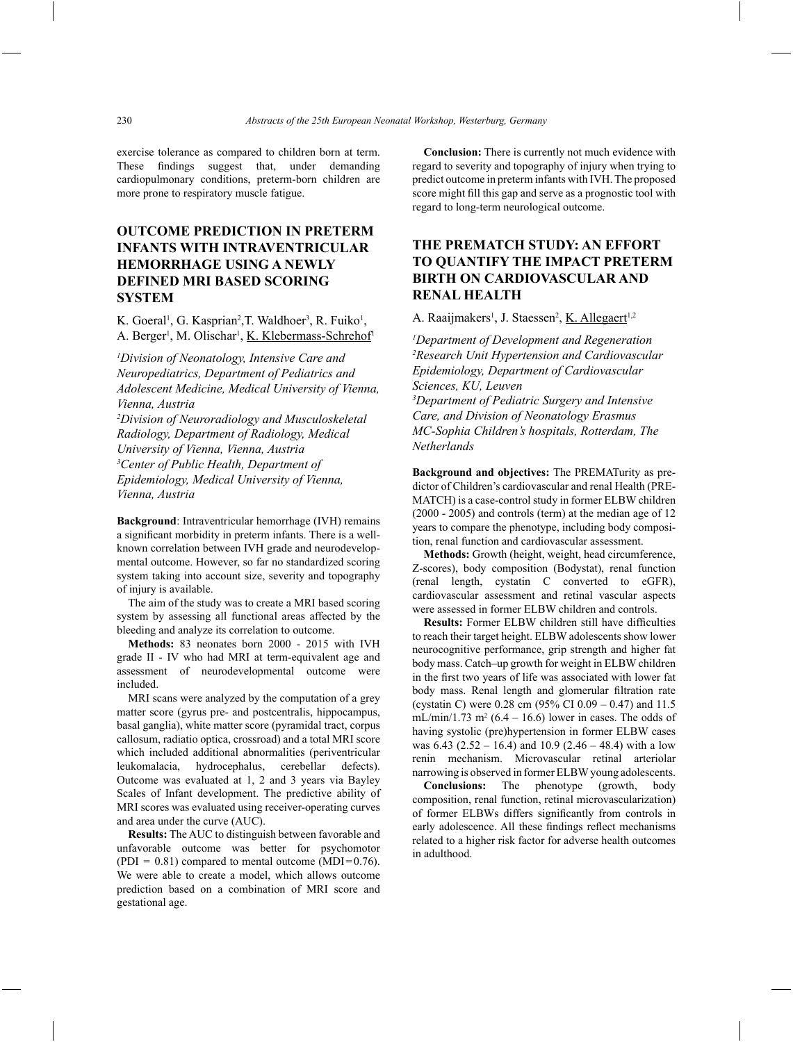exercise tolerance as compared to children born at term. These findings suggest that, under demanding cardiopulmonary conditions, preterm-born children are more prone to respiratory muscle fatigue.

## OUTCOME PREDICTION IN PRETERM INFANTS WITH INTRAVENTRICULAR HEMORRHAGE USING A NEWLY DEFINED MRI BASED SCORING SYSTEM

K. Goeral[1], G. Kasprian[2], T. Waldhoer[3], R. Fuiko[1], A. Berger[1], M. Olischar[1], K. Klebermass-Schrehof[1]

*[1]Division of Neonatology, Intensive Care and Neuropediatrics, Department of Pediatrics and Adolescent Medicine, Medical University of Vienna, Vienna, Austria*
*[2]Division of Neuroradiology and Musculoskeletal Radiology, Department of Radiology, Medical University of Vienna, Vienna, Austria*
*[3]Center of Public Health, Department of Epidemiology, Medical University of Vienna, Vienna, Austria*

**Background**: Intraventricular hemorrhage (IVH) remains a significant morbidity in preterm infants. There is a well-known correlation between IVH grade and neurodevelopmental outcome. However, so far no standardized scoring system taking into account size, severity and topography of injury is available.

The aim of the study was to create a MRI based scoring system by assessing all functional areas affected by the bleeding and analyze its correlation to outcome.

**Methods:** 83 neonates born 2000 - 2015 with IVH grade II - IV who had MRI at term-equivalent age and assessment of neurodevelopmental outcome were included.

MRI scans were analyzed by the computation of a grey matter score (gyrus pre- and postcentralis, hippocampus, basal ganglia), white matter score (pyramidal tract, corpus callosum, radiatio optica, crossroad) and a total MRI score which included additional abnormalities (periventricular leukomalacia, hydrocephalus, cerebellar defects). Outcome was evaluated at 1, 2 and 3 years via Bayley Scales of Infant development. The predictive ability of MRI scores was evaluated using receiver-operating curves and area under the curve (AUC).

**Results:** The AUC to distinguish between favorable and unfavorable outcome was better for psychomotor (PDI = 0.81) compared to mental outcome (MDI = 0.76). We were able to create a model, which allows outcome prediction based on a combination of MRI score and gestational age.

**Conclusion:** There is currently not much evidence with regard to severity and topography of injury when trying to predict outcome in preterm infants with IVH. The proposed score might fill this gap and serve as a prognostic tool with regard to long-term neurological outcome.

## THE PREMATCH STUDY: AN EFFORT TO QUANTIFY THE IMPACT PRETERM BIRTH ON CARDIOVASCULAR AND RENAL HEALTH

A. Raaijmakers[1], J. Staessen[2], K. Allegaert[1,2]

*[1]Department of Development and Regeneration*
*[2]Research Unit Hypertension and Cardiovascular Epidemiology, Department of Cardiovascular Sciences, KU, Leuven*
*[3]Department of Pediatric Surgery and Intensive Care, and Division of Neonatology Erasmus MC-Sophia Children's hospitals, Rotterdam, The Netherlands*

**Background and objectives:** The PREMATurity as predictor of Children's cardiovascular and renal Health (PREMATCH) is a case-control study in former ELBW children (2000 - 2005) and controls (term) at the median age of 12 years to compare the phenotype, including body composition, renal function and cardiovascular assessment.

**Methods:** Growth (height, weight, head circumference, Z-scores), body composition (Bodystat), renal function (renal length, cystatin C converted to eGFR), cardiovascular assessment and retinal vascular aspects were assessed in former ELBW children and controls.

**Results:** Former ELBW children still have difficulties to reach their target height. ELBW adolescents show lower neurocognitive performance, grip strength and higher fat body mass. Catch–up growth for weight in ELBW children in the first two years of life was associated with lower fat body mass. Renal length and glomerular filtration rate (cystatin C) were 0.28 cm (95% CI 0.09 – 0.47) and 11.5 mL/min/1.73 $m^2$ (6.4 – 16.6) lower in cases. The odds of having systolic (pre)hypertension in former ELBW cases was 6.43 (2.52 – 16.4) and 10.9 (2.46 – 48.4) with a low renin mechanism. Microvascular retinal arteriolar narrowing is observed in former ELBW young adolescents.

**Conclusions:** The phenotype (growth, body composition, renal function, retinal microvascularization) of former ELBWs differs significantly from controls in early adolescence. All these findings reflect mechanisms related to a higher risk factor for adverse health outcomes in adulthood.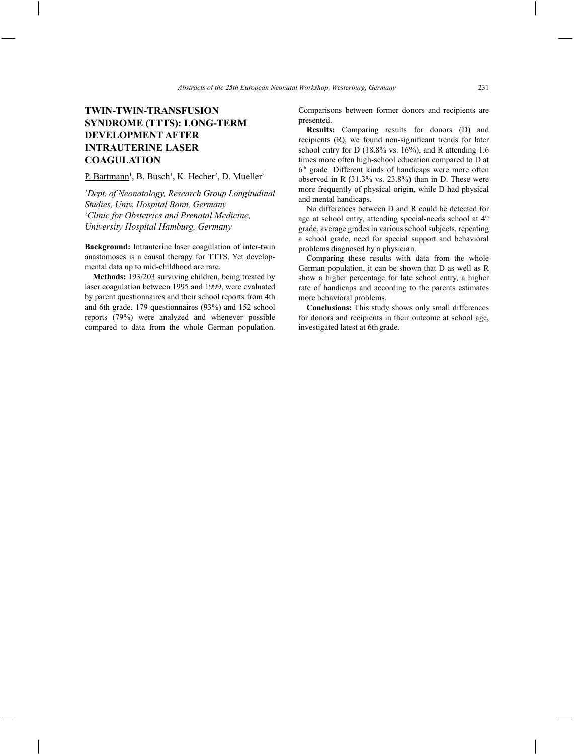## TWIN-TWIN-TRANSFUSION SYNDROME (TTTS): LONG-TERM DEVELOPMENT AFTER INTRAUTERINE LASER COAGULATION

P. Bartmann[1], B. Busch[1], K. Hecher[2], D. Mueller[2]

*[1]Dept. of Neonatology, Research Group Longitudinal Studies, Univ. Hospital Bonn, Germany*
*[2]Clinic for Obstetrics and Prenatal Medicine, University Hospital Hamburg, Germany*

**Background:** Intrauterine laser coagulation of inter-twin anastomoses is a causal therapy for TTTS. Yet developmental data up to mid-childhood are rare.

**Methods:** 193/203 surviving children, being treated by laser coagulation between 1995 and 1999, were evaluated by parent questionnaires and their school reports from 4th and 6th grade. 179 questionnaires (93%) and 152 school reports (79%) were analyzed and whenever possible compared to data from the whole German population. Comparisons between former donors and recipients are presented.

**Results:** Comparing results for donors (D) and recipients (R), we found non-significant trends for later school entry for D (18.8% vs. 16%), and R attending 1.6 times more often high-school education compared to D at 6th grade. Different kinds of handicaps were more often observed in R (31.3% vs. 23.8%) than in D. These were more frequently of physical origin, while D had physical and mental handicaps.

No differences between D and R could be detected for age at school entry, attending special-needs school at 4th grade, average grades in various school subjects, repeating a school grade, need for special support and behavioral problems diagnosed by a physician.

Comparing these results with data from the whole German population, it can be shown that D as well as R show a higher percentage for late school entry, a higher rate of handicaps and according to the parents estimates more behavioral problems.

**Conclusions:** This study shows only small differences for donors and recipients in their outcome at school age, investigated latest at 6th grade.